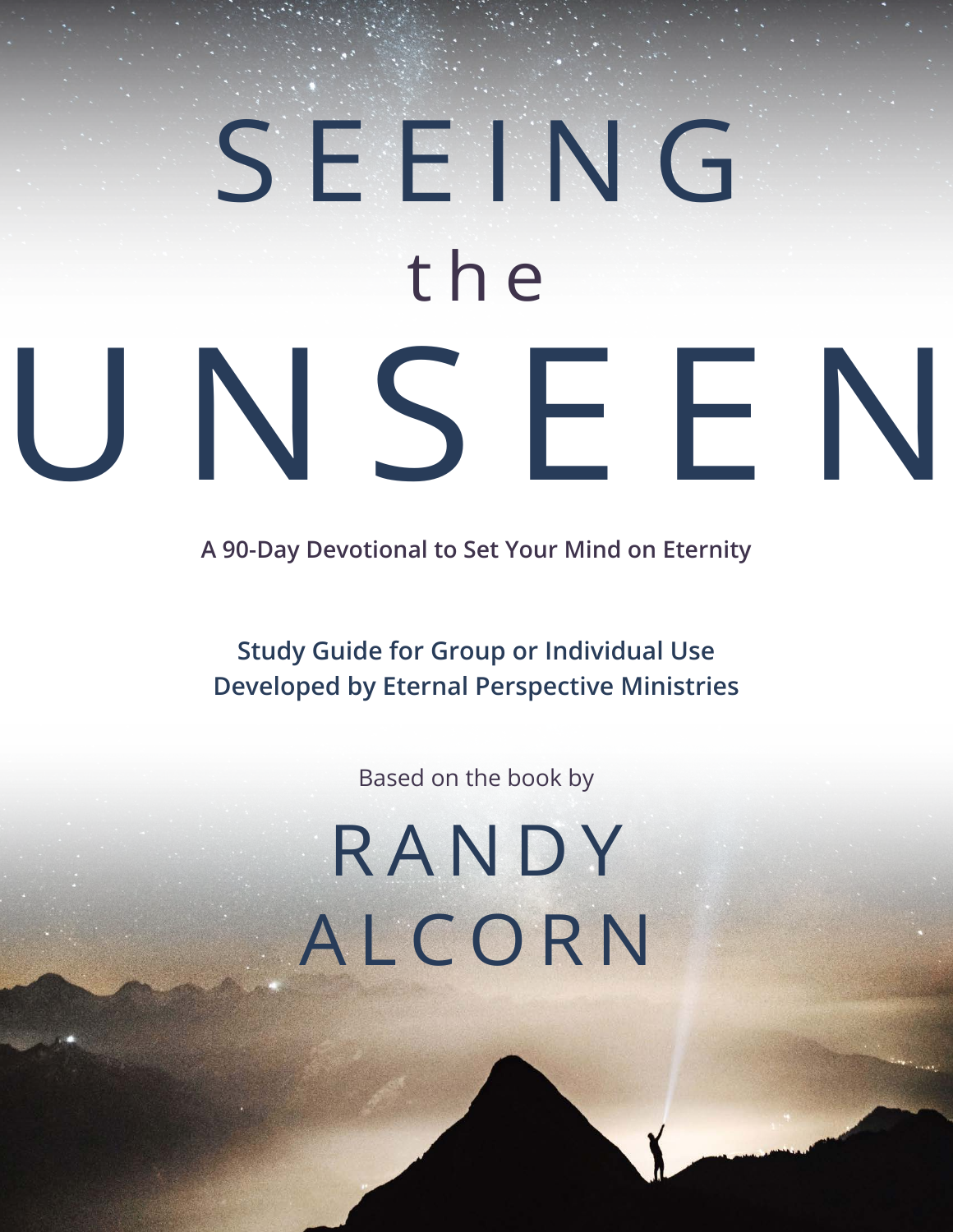# SEEING the UNSEEN

**A 90-Day Devotional to Set Your Mind on Eternity**

**Study Guide for Group or Individual Use**
**Developed by Eternal Perspective Ministries**

Based on the book by

RANDY ALCORN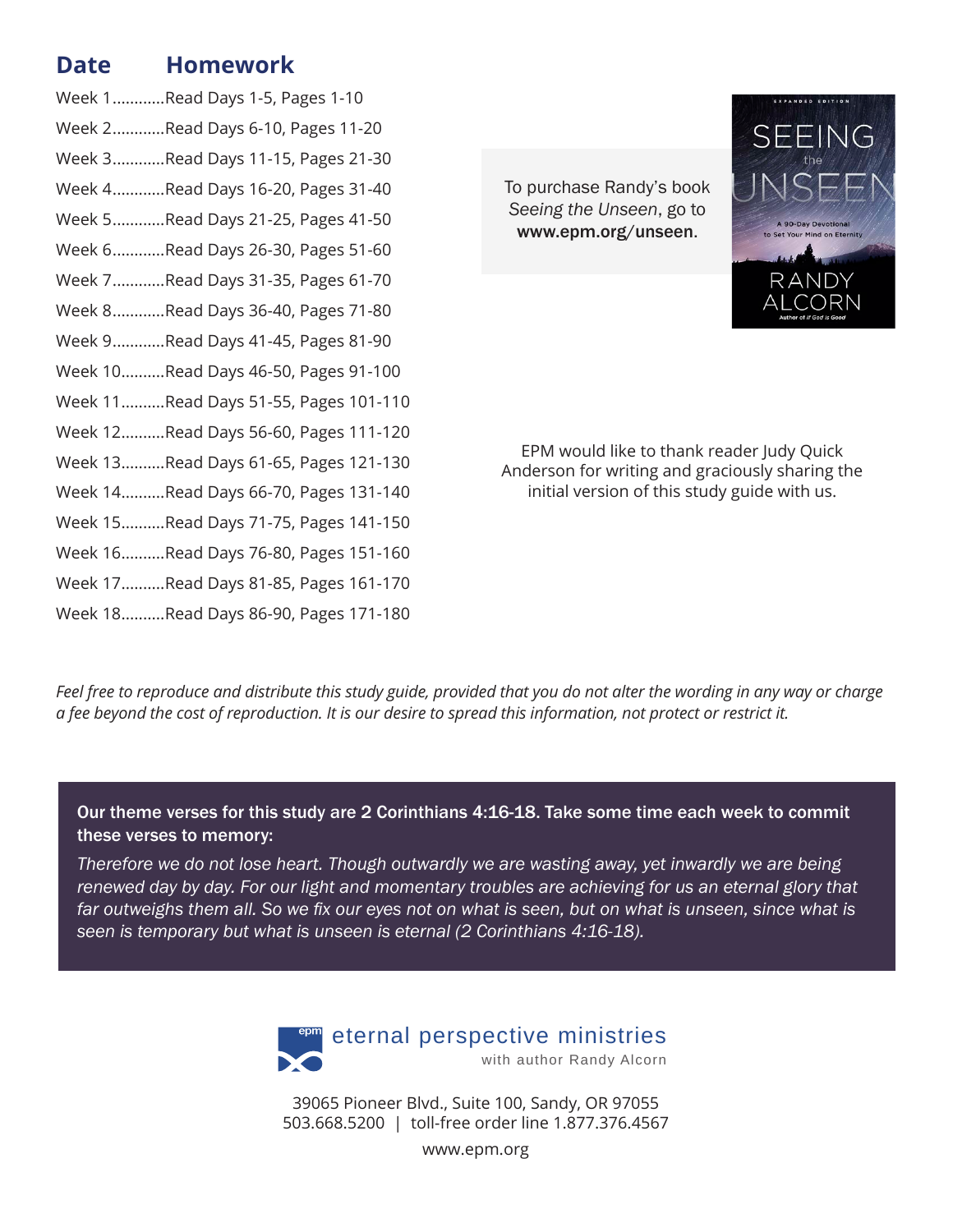| Date | Homework |
|---|---|
| Week 1 | Read Days 1-5, Pages 1-10 |
| Week 2 | Read Days 6-10, Pages 11-20 |
| Week 3 | Read Days 11-15, Pages 21-30 |
| Week 4 | Read Days 16-20, Pages 31-40 |
| Week 5 | Read Days 21-25, Pages 41-50 |
| Week 6 | Read Days 26-30, Pages 51-60 |
| Week 7 | Read Days 31-35, Pages 61-70 |
| Week 8 | Read Days 36-40, Pages 71-80 |
| Week 9 | Read Days 41-45, Pages 81-90 |
| Week 10 | Read Days 46-50, Pages 91-100 |
| Week 11 | Read Days 51-55, Pages 101-110 |
| Week 12 | Read Days 56-60, Pages 111-120 |
| Week 13 | Read Days 61-65, Pages 121-130 |
| Week 14 | Read Days 66-70, Pages 131-140 |
| Week 15 | Read Days 71-75, Pages 141-150 |
| Week 16 | Read Days 76-80, Pages 151-160 |
| Week 17 | Read Days 81-85, Pages 161-170 |
| Week 18 | Read Days 86-90, Pages 171-180 |

To purchase Randy's book *Seeing the Unseen*, go to **www.epm.org/unseen**.

EPM would like to thank reader Judy Quick Anderson for writing and graciously sharing the initial version of this study guide with us.

*Feel free to reproduce and distribute this study guide, provided that you do not alter the wording in any way or charge a fee beyond the cost of reproduction. It is our desire to spread this information, not protect or restrict it.*

**Our theme verses for this study are 2 Corinthians 4:16-18. Take some time each week to commit these verses to memory:**

*Therefore we do not lose heart. Though outwardly we are wasting away, yet inwardly we are being renewed day by day. For our light and momentary troubles are achieving for us an eternal glory that far outweighs them all. So we fix our eyes not on what is seen, but on what is unseen, since what is seen is temporary but what is unseen is eternal (2 Corinthians 4:16-18).*

eternal perspective ministries
with author Randy Alcorn

39065 Pioneer Blvd., Suite 100, Sandy, OR 97055
503.668.5200 | toll-free order line 1.877.376.4567
www.epm.org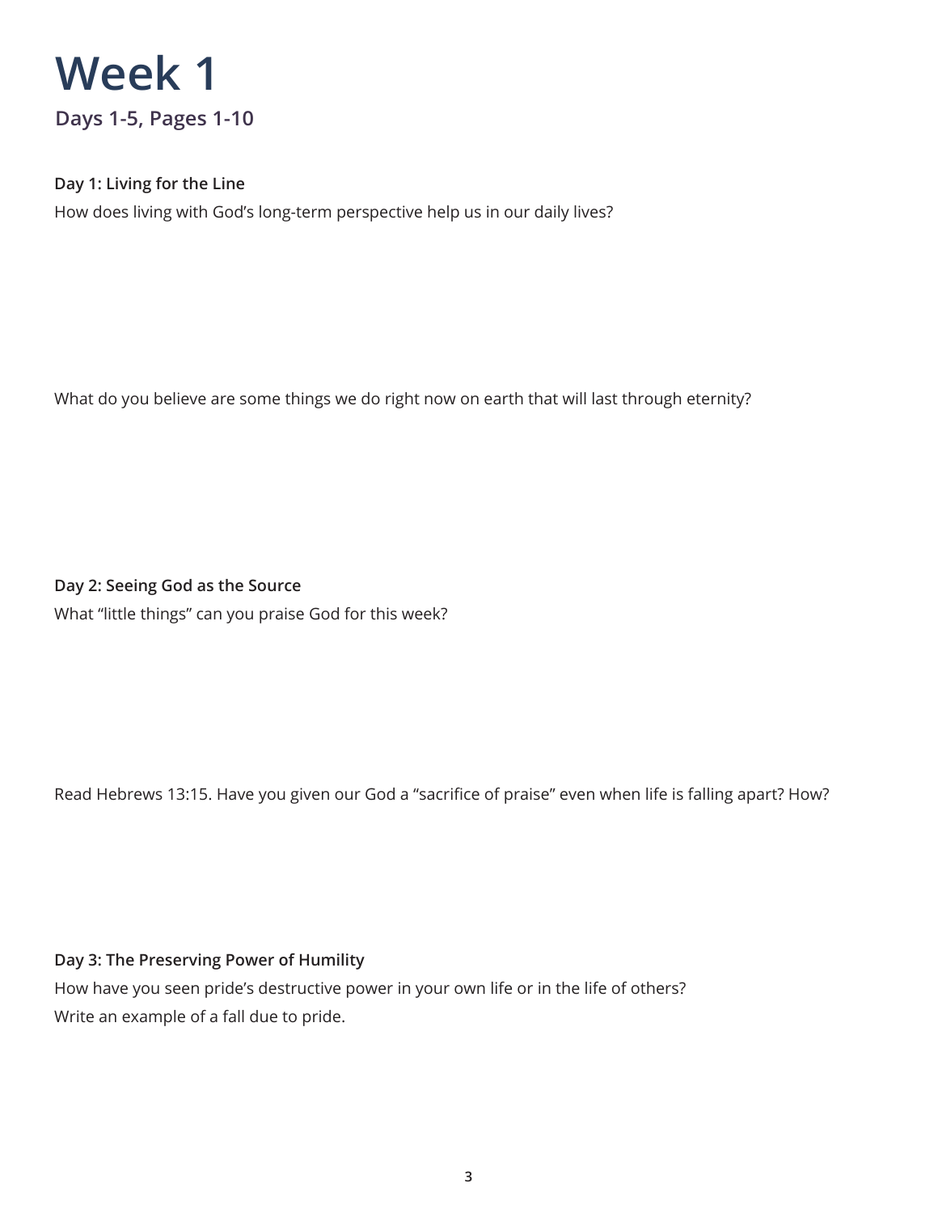# Week 1

## Days 1-5, Pages 1-10

**Day 1: Living for the Line**

How does living with God's long-term perspective help us in our daily lives?

What do you believe are some things we do right now on earth that will last through eternity?

**Day 2: Seeing God as the Source**

What "little things" can you praise God for this week?

Read Hebrews 13:15. Have you given our God a "sacrifice of praise" even when life is falling apart? How?

**Day 3: The Preserving Power of Humility**

How have you seen pride's destructive power in your own life or in the life of others?

Write an example of a fall due to pride.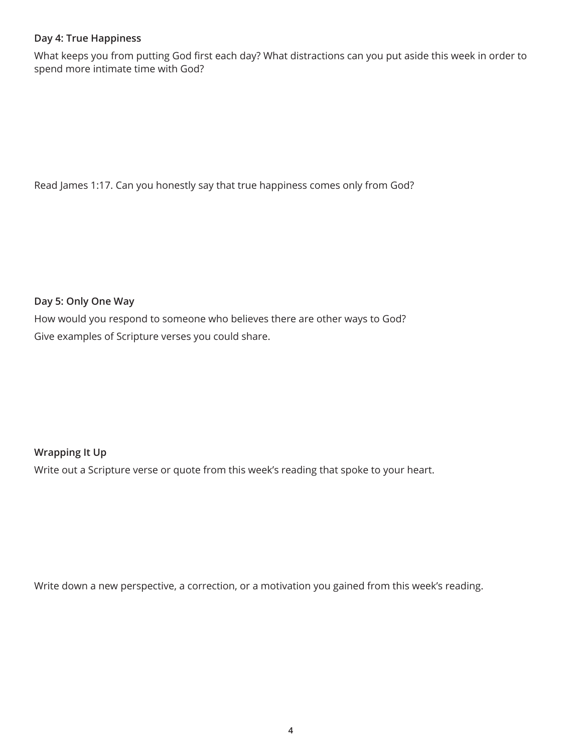**Day 4: True Happiness**

What keeps you from putting God first each day? What distractions can you put aside this week in order to spend more intimate time with God?

Read James 1:17. Can you honestly say that true happiness comes only from God?

**Day 5: Only One Way**

How would you respond to someone who believes there are other ways to God?

Give examples of Scripture verses you could share.

**Wrapping It Up**

Write out a Scripture verse or quote from this week's reading that spoke to your heart.

Write down a new perspective, a correction, or a motivation you gained from this week's reading.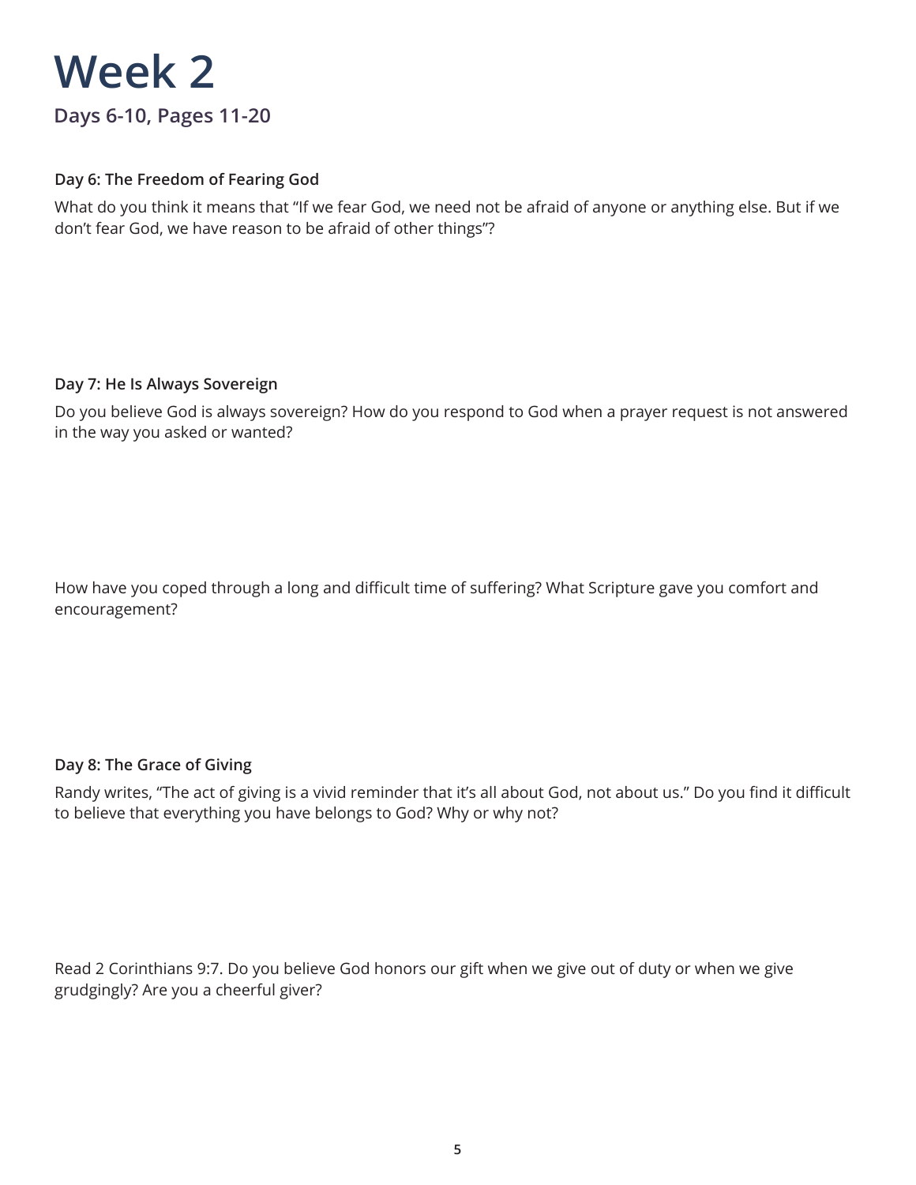# Week 2

## Days 6-10, Pages 11-20

**Day 6: The Freedom of Fearing God**

What do you think it means that "If we fear God, we need not be afraid of anyone or anything else. But if we don't fear God, we have reason to be afraid of other things"?

**Day 7: He Is Always Sovereign**

Do you believe God is always sovereign? How do you respond to God when a prayer request is not answered in the way you asked or wanted?

How have you coped through a long and difficult time of suffering? What Scripture gave you comfort and encouragement?

**Day 8: The Grace of Giving**

Randy writes, "The act of giving is a vivid reminder that it's all about God, not about us." Do you find it difficult to believe that everything you have belongs to God? Why or why not?

Read 2 Corinthians 9:7. Do you believe God honors our gift when we give out of duty or when we give grudgingly? Are you a cheerful giver?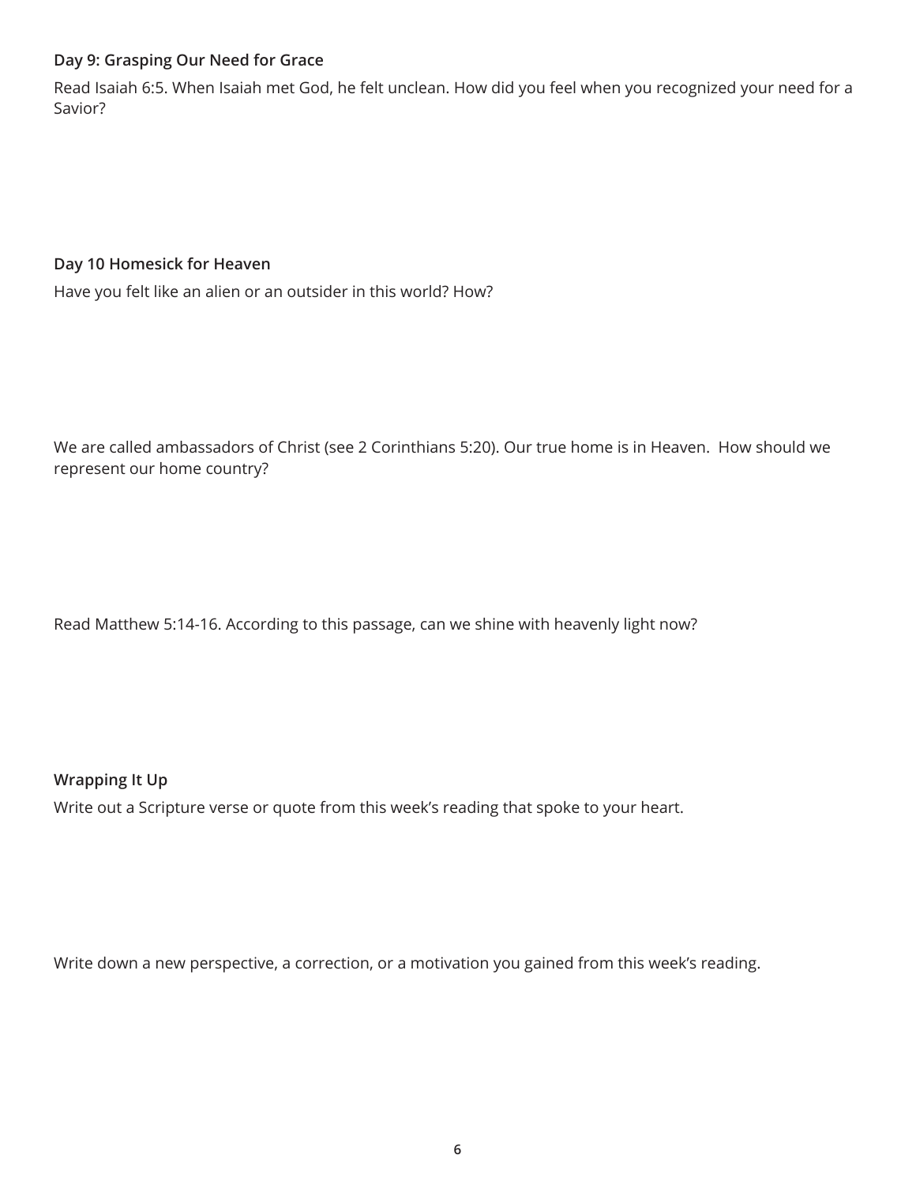**Day 9: Grasping Our Need for Grace**

Read Isaiah 6:5. When Isaiah met God, he felt unclean. How did you feel when you recognized your need for a Savior?

**Day 10 Homesick for Heaven**

Have you felt like an alien or an outsider in this world? How?

We are called ambassadors of Christ (see 2 Corinthians 5:20). Our true home is in Heaven. How should we represent our home country?

Read Matthew 5:14-16. According to this passage, can we shine with heavenly light now?

**Wrapping It Up**

Write out a Scripture verse or quote from this week's reading that spoke to your heart.

Write down a new perspective, a correction, or a motivation you gained from this week's reading.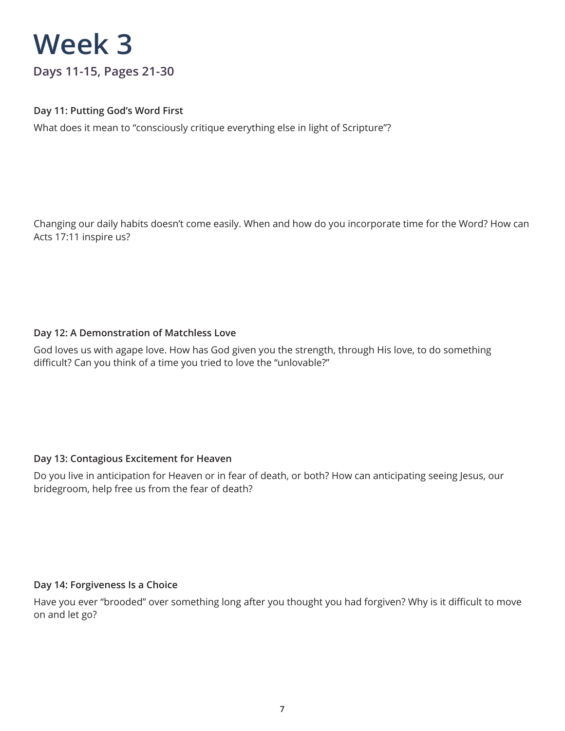# Week 3

## Days 11-15, Pages 21-30

**Day 11: Putting God's Word First**

What does it mean to "consciously critique everything else in light of Scripture"?

Changing our daily habits doesn't come easily. When and how do you incorporate time for the Word? How can Acts 17:11 inspire us?

**Day 12: A Demonstration of Matchless Love**

God loves us with agape love. How has God given you the strength, through His love, to do something difficult? Can you think of a time you tried to love the "unlovable?"

**Day 13: Contagious Excitement for Heaven**

Do you live in anticipation for Heaven or in fear of death, or both? How can anticipating seeing Jesus, our bridegroom, help free us from the fear of death?

**Day 14: Forgiveness Is a Choice**

Have you ever "brooded" over something long after you thought you had forgiven? Why is it difficult to move on and let go?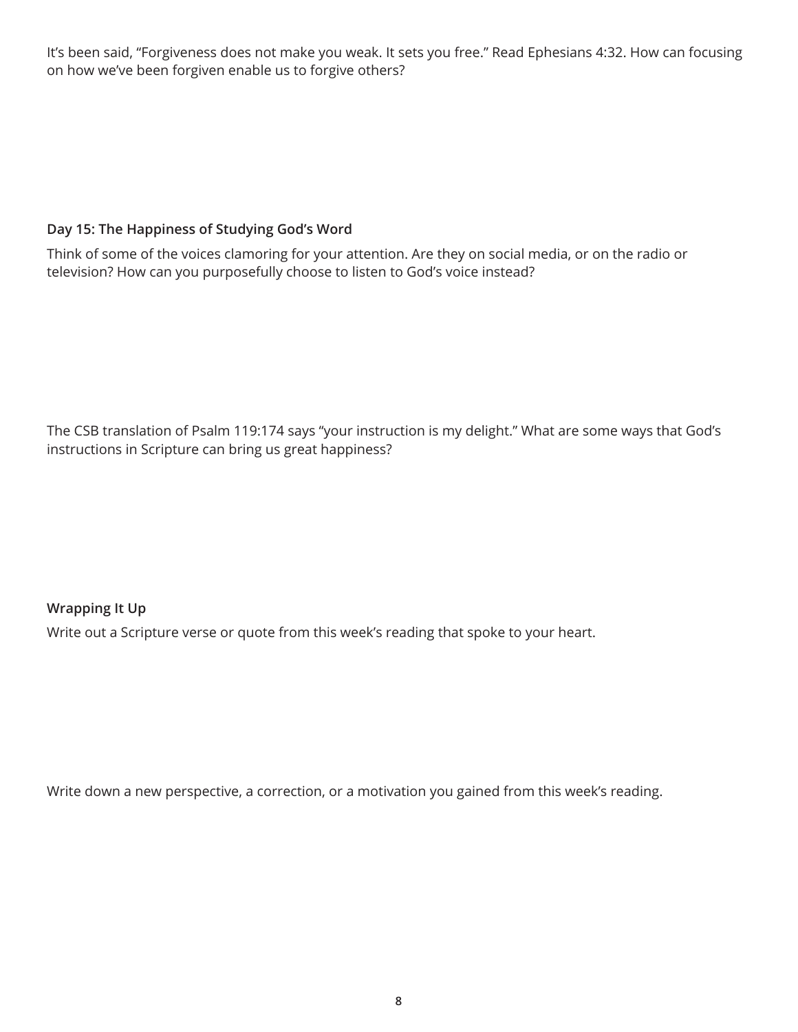It's been said, "Forgiveness does not make you weak. It sets you free." Read Ephesians 4:32. How can focusing on how we've been forgiven enable us to forgive others?

### Day 15: The Happiness of Studying God's Word

Think of some of the voices clamoring for your attention. Are they on social media, or on the radio or television? How can you purposefully choose to listen to God's voice instead?

The CSB translation of Psalm 119:174 says "your instruction is my delight." What are some ways that God's instructions in Scripture can bring us great happiness?

### Wrapping It Up

Write out a Scripture verse or quote from this week's reading that spoke to your heart.

Write down a new perspective, a correction, or a motivation you gained from this week's reading.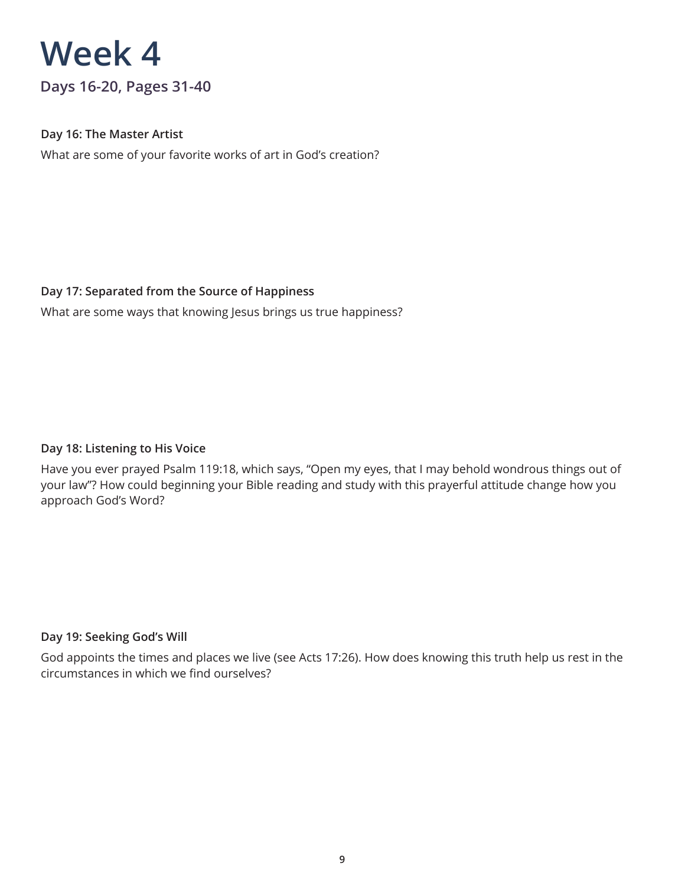# Week 4

## Days 16-20, Pages 31-40

**Day 16: The Master Artist**

What are some of your favorite works of art in God's creation?

**Day 17: Separated from the Source of Happiness**

What are some ways that knowing Jesus brings us true happiness?

**Day 18: Listening to His Voice**

Have you ever prayed Psalm 119:18, which says, "Open my eyes, that I may behold wondrous things out of your law"? How could beginning your Bible reading and study with this prayerful attitude change how you approach God's Word?

**Day 19: Seeking God's Will**

God appoints the times and places we live (see Acts 17:26). How does knowing this truth help us rest in the circumstances in which we find ourselves?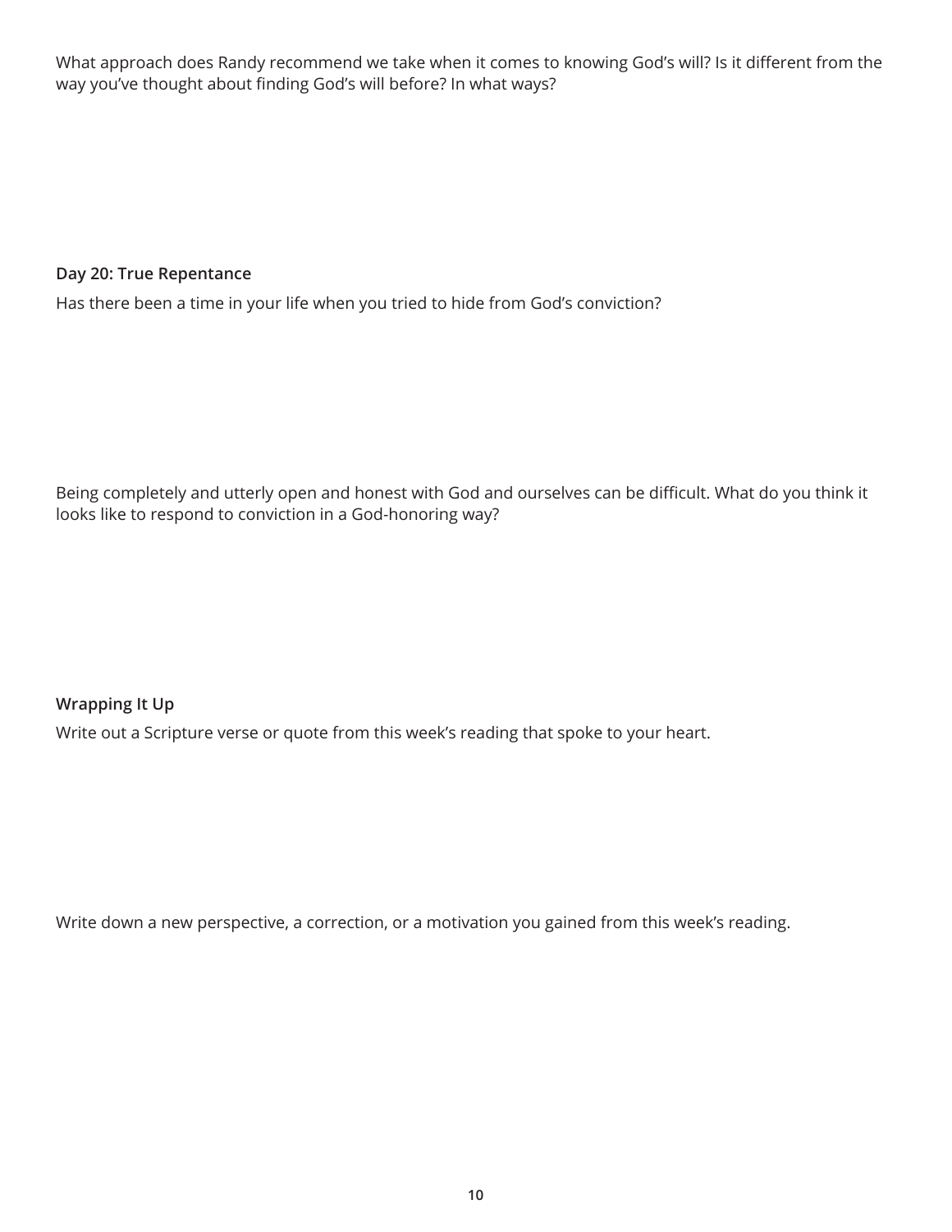What approach does Randy recommend we take when it comes to knowing God's will? Is it different from the way you've thought about finding God's will before? In what ways?

**Day 20: True Repentance**

Has there been a time in your life when you tried to hide from God's conviction?

Being completely and utterly open and honest with God and ourselves can be difficult. What do you think it looks like to respond to conviction in a God-honoring way?

**Wrapping It Up**

Write out a Scripture verse or quote from this week's reading that spoke to your heart.

Write down a new perspective, a correction, or a motivation you gained from this week's reading.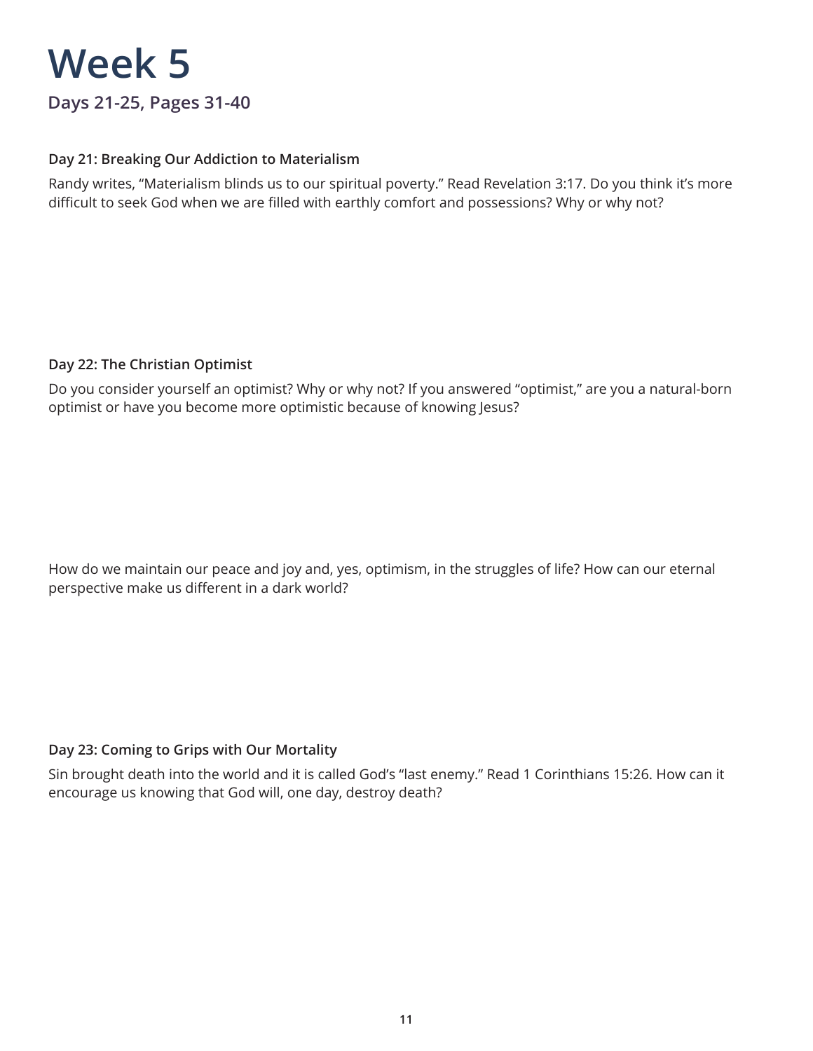# Week 5

## Days 21-25, Pages 31-40

**Day 21: Breaking Our Addiction to Materialism**

Randy writes, "Materialism blinds us to our spiritual poverty." Read Revelation 3:17. Do you think it's more difficult to seek God when we are filled with earthly comfort and possessions? Why or why not?

**Day 22: The Christian Optimist**

Do you consider yourself an optimist? Why or why not? If you answered "optimist," are you a natural-born optimist or have you become more optimistic because of knowing Jesus?

How do we maintain our peace and joy and, yes, optimism, in the struggles of life? How can our eternal perspective make us different in a dark world?

**Day 23: Coming to Grips with Our Mortality**

Sin brought death into the world and it is called God's "last enemy." Read 1 Corinthians 15:26. How can it encourage us knowing that God will, one day, destroy death?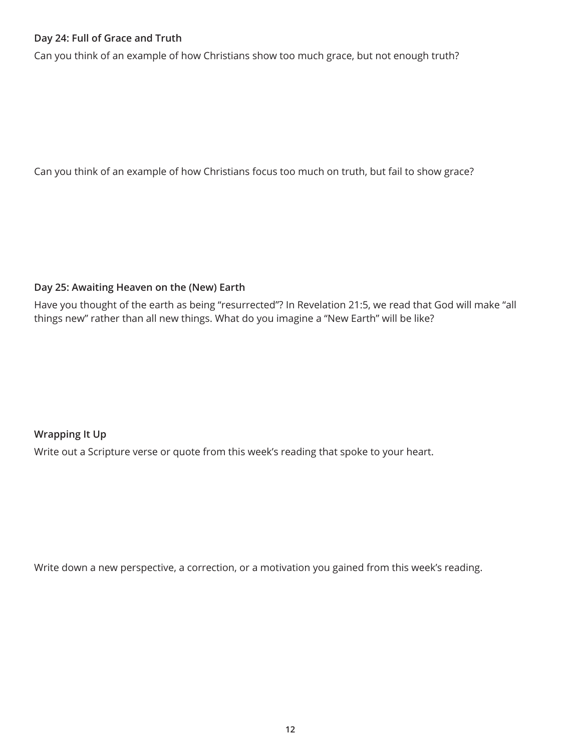**Day 24: Full of Grace and Truth**

Can you think of an example of how Christians show too much grace, but not enough truth?

Can you think of an example of how Christians focus too much on truth, but fail to show grace?

**Day 25: Awaiting Heaven on the (New) Earth**

Have you thought of the earth as being "resurrected"? In Revelation 21:5, we read that God will make "all things new" rather than all new things. What do you imagine a "New Earth" will be like?

**Wrapping It Up**

Write out a Scripture verse or quote from this week's reading that spoke to your heart.

Write down a new perspective, a correction, or a motivation you gained from this week's reading.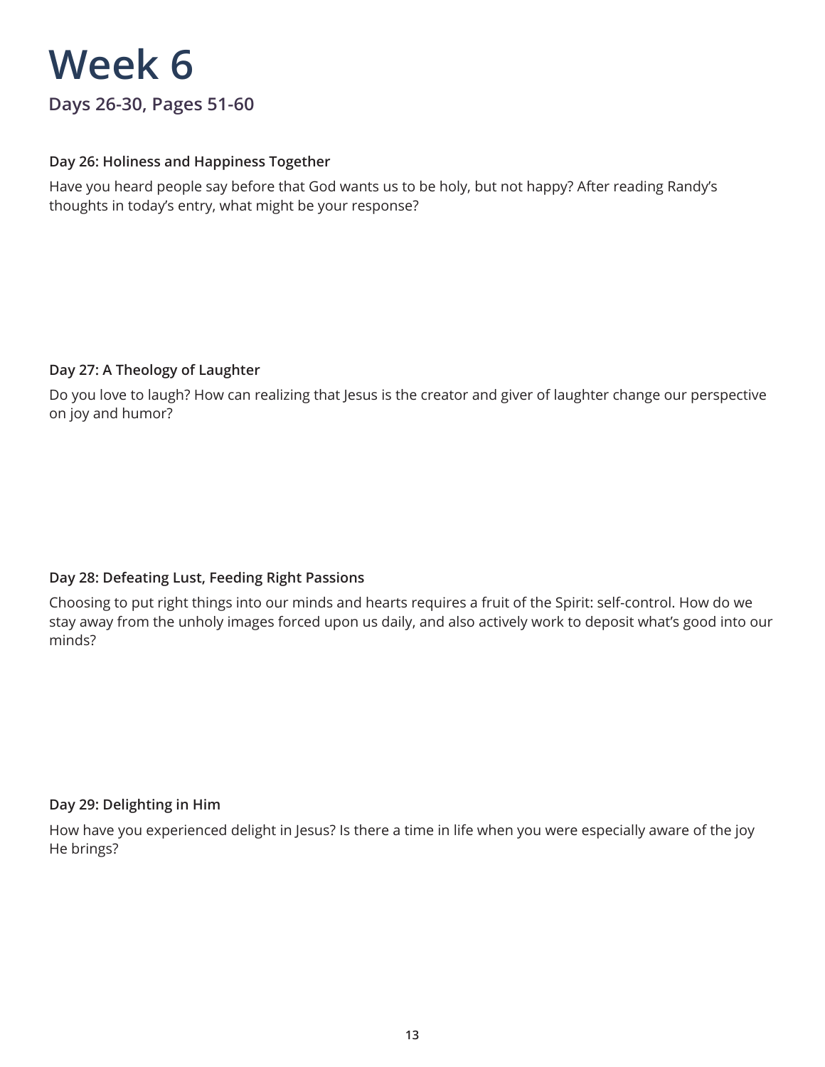# Week 6

## Days 26-30, Pages 51-60

**Day 26: Holiness and Happiness Together**

Have you heard people say before that God wants us to be holy, but not happy? After reading Randy's thoughts in today's entry, what might be your response?

**Day 27: A Theology of Laughter**

Do you love to laugh? How can realizing that Jesus is the creator and giver of laughter change our perspective on joy and humor?

**Day 28: Defeating Lust, Feeding Right Passions**

Choosing to put right things into our minds and hearts requires a fruit of the Spirit: self-control. How do we stay away from the unholy images forced upon us daily, and also actively work to deposit what's good into our minds?

**Day 29: Delighting in Him**

How have you experienced delight in Jesus? Is there a time in life when you were especially aware of the joy He brings?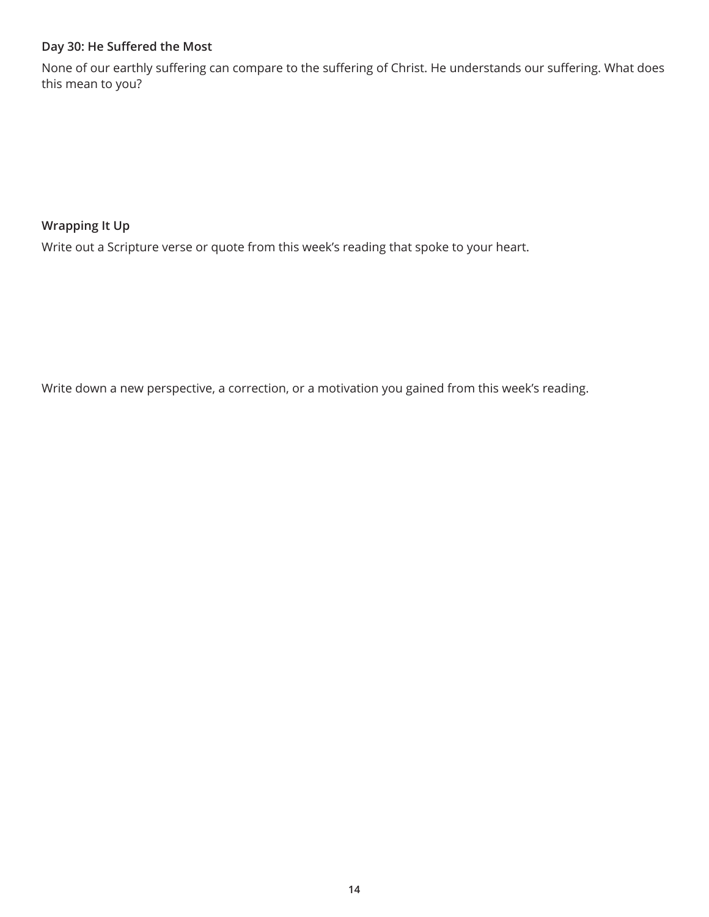### Day 30: He Suffered the Most

None of our earthly suffering can compare to the suffering of Christ. He understands our suffering. What does this mean to you?

### Wrapping It Up

Write out a Scripture verse or quote from this week's reading that spoke to your heart.

Write down a new perspective, a correction, or a motivation you gained from this week's reading.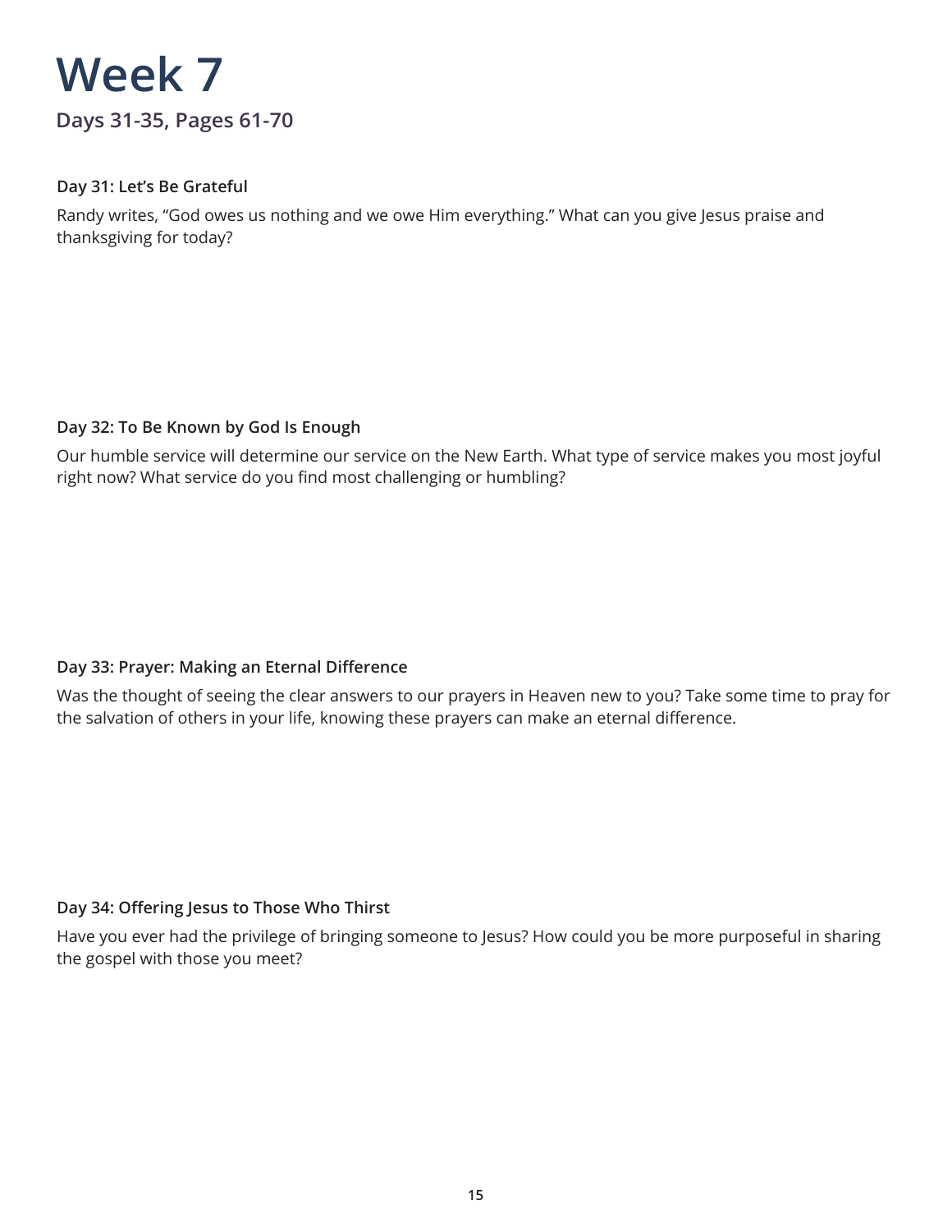# Week 7

## Days 31-35, Pages 61-70

### Day 31: Let's Be Grateful

Randy writes, "God owes us nothing and we owe Him everything." What can you give Jesus praise and thanksgiving for today?

### Day 32: To Be Known by God Is Enough

Our humble service will determine our service on the New Earth. What type of service makes you most joyful right now? What service do you find most challenging or humbling?

### Day 33: Prayer: Making an Eternal Difference

Was the thought of seeing the clear answers to our prayers in Heaven new to you? Take some time to pray for the salvation of others in your life, knowing these prayers can make an eternal difference.

### Day 34: Offering Jesus to Those Who Thirst

Have you ever had the privilege of bringing someone to Jesus? How could you be more purposeful in sharing the gospel with those you meet?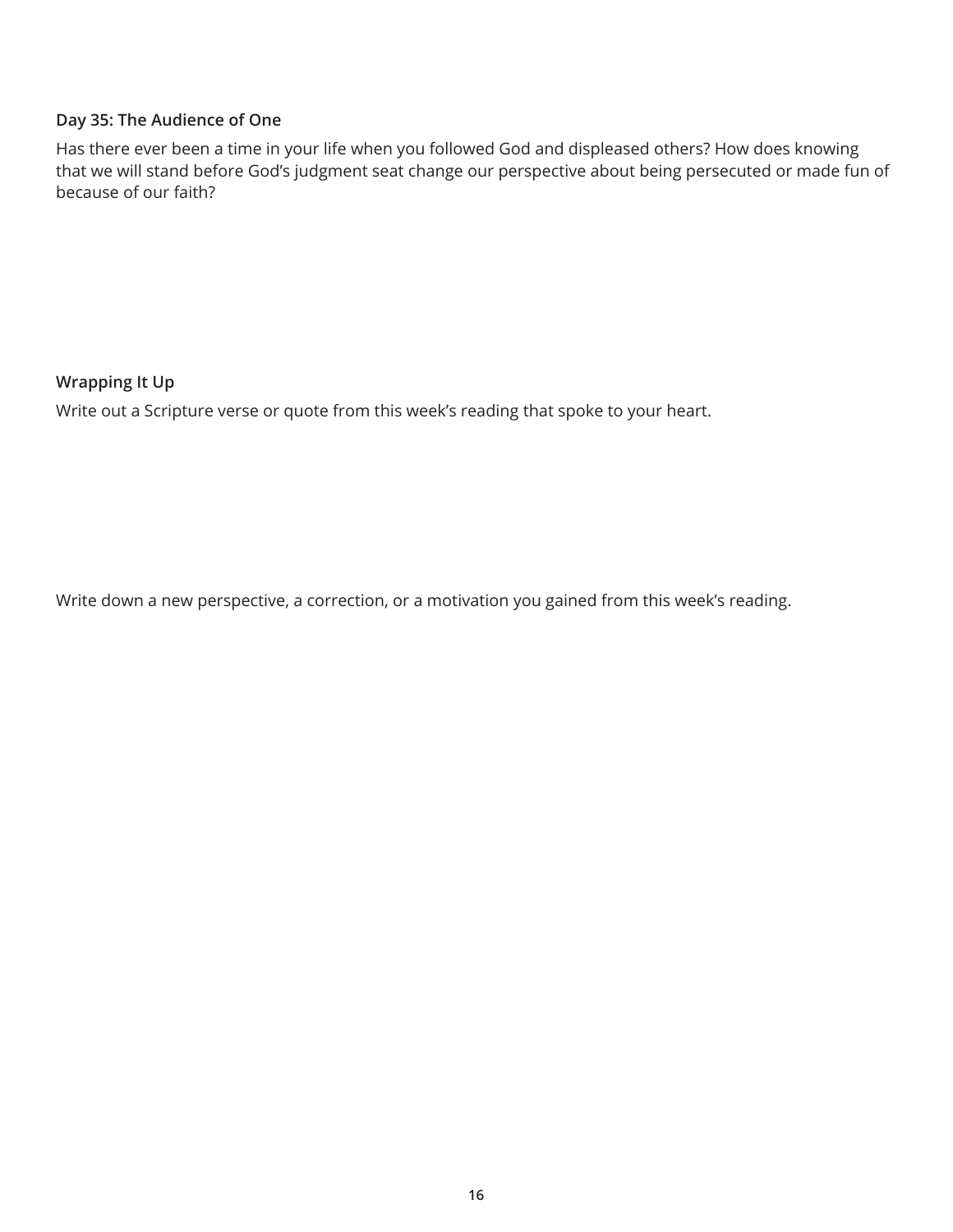**Day 35: The Audience of One**

Has there ever been a time in your life when you followed God and displeased others? How does knowing that we will stand before God's judgment seat change our perspective about being persecuted or made fun of because of our faith?

**Wrapping It Up**

Write out a Scripture verse or quote from this week's reading that spoke to your heart.

Write down a new perspective, a correction, or a motivation you gained from this week's reading.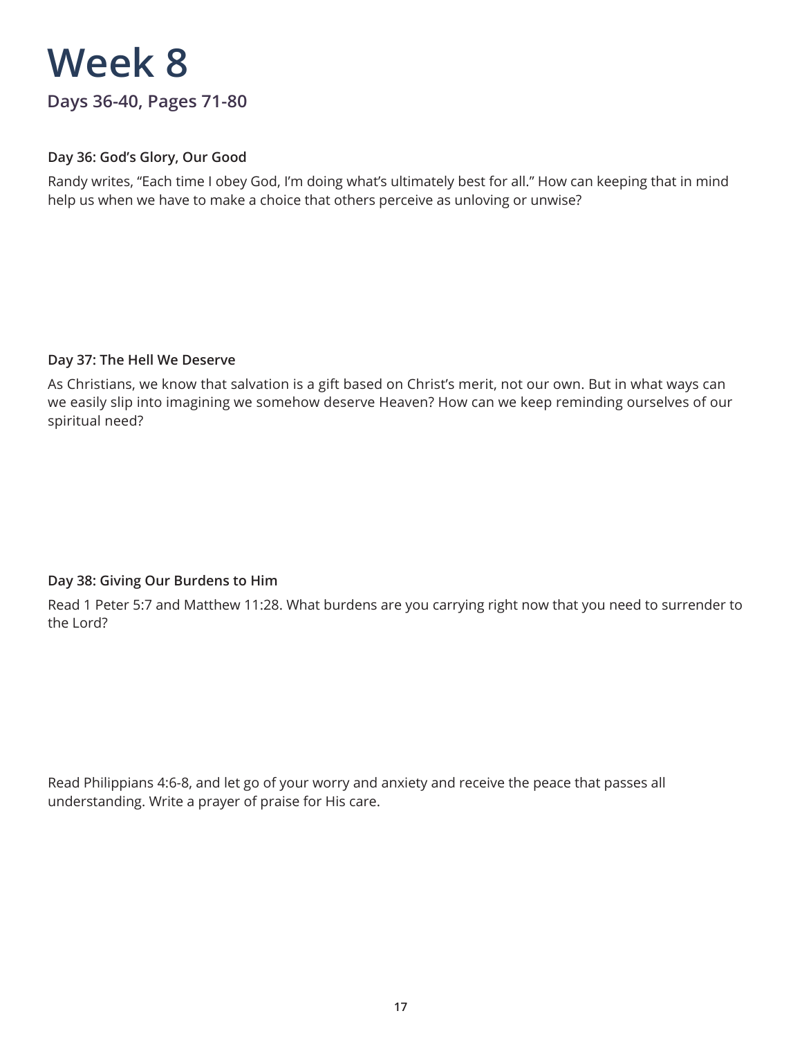# Week 8

## Days 36-40, Pages 71-80

### Day 36: God's Glory, Our Good

Randy writes, "Each time I obey God, I'm doing what's ultimately best for all." How can keeping that in mind help us when we have to make a choice that others perceive as unloving or unwise?

### Day 37: The Hell We Deserve

As Christians, we know that salvation is a gift based on Christ's merit, not our own. But in what ways can we easily slip into imagining we somehow deserve Heaven? How can we keep reminding ourselves of our spiritual need?

### Day 38: Giving Our Burdens to Him

Read 1 Peter 5:7 and Matthew 11:28. What burdens are you carrying right now that you need to surrender to the Lord?

Read Philippians 4:6-8, and let go of your worry and anxiety and receive the peace that passes all understanding. Write a prayer of praise for His care.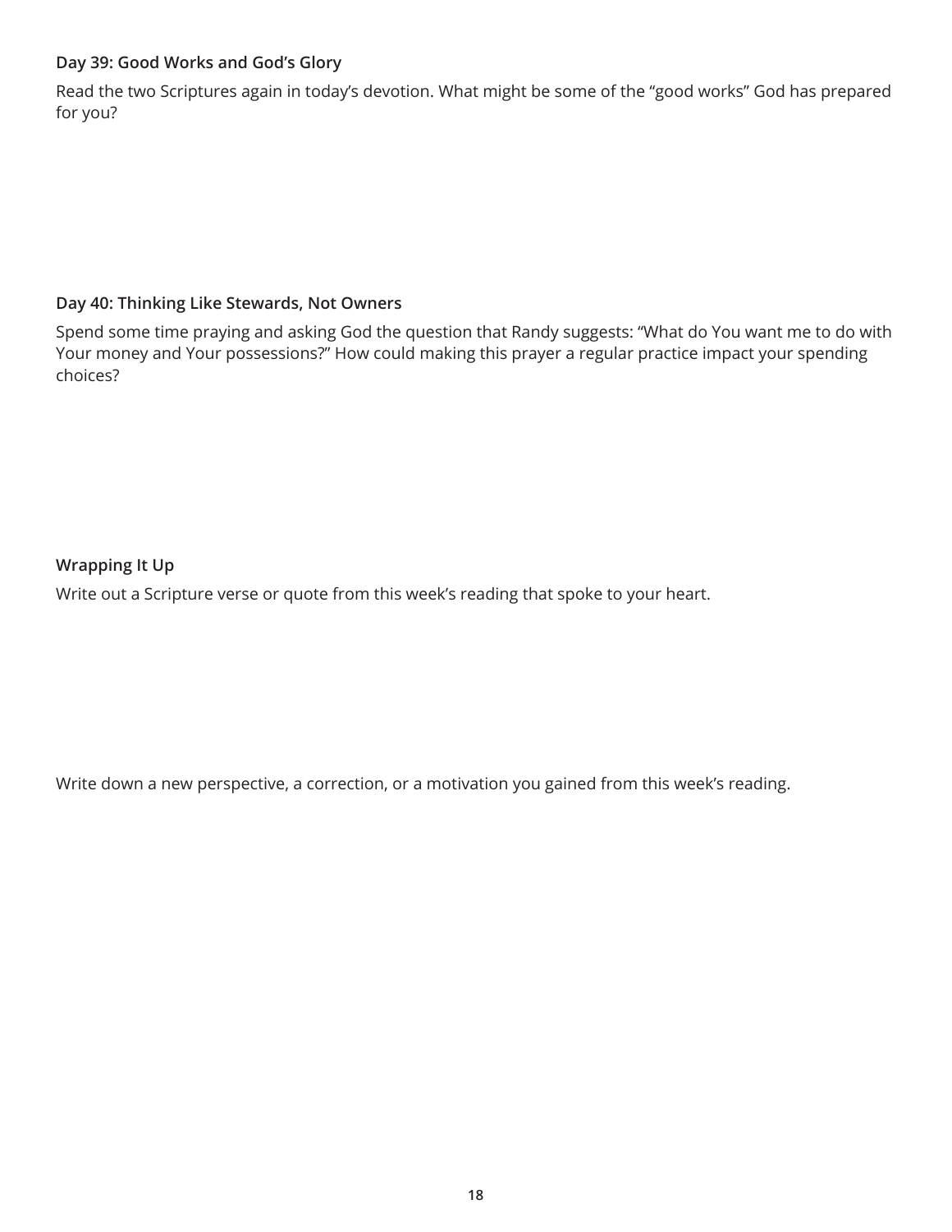**Day 39: Good Works and God's Glory**

Read the two Scriptures again in today's devotion. What might be some of the "good works" God has prepared for you?

**Day 40: Thinking Like Stewards, Not Owners**

Spend some time praying and asking God the question that Randy suggests: "What do You want me to do with Your money and Your possessions?" How could making this prayer a regular practice impact your spending choices?

**Wrapping It Up**

Write out a Scripture verse or quote from this week's reading that spoke to your heart.

Write down a new perspective, a correction, or a motivation you gained from this week's reading.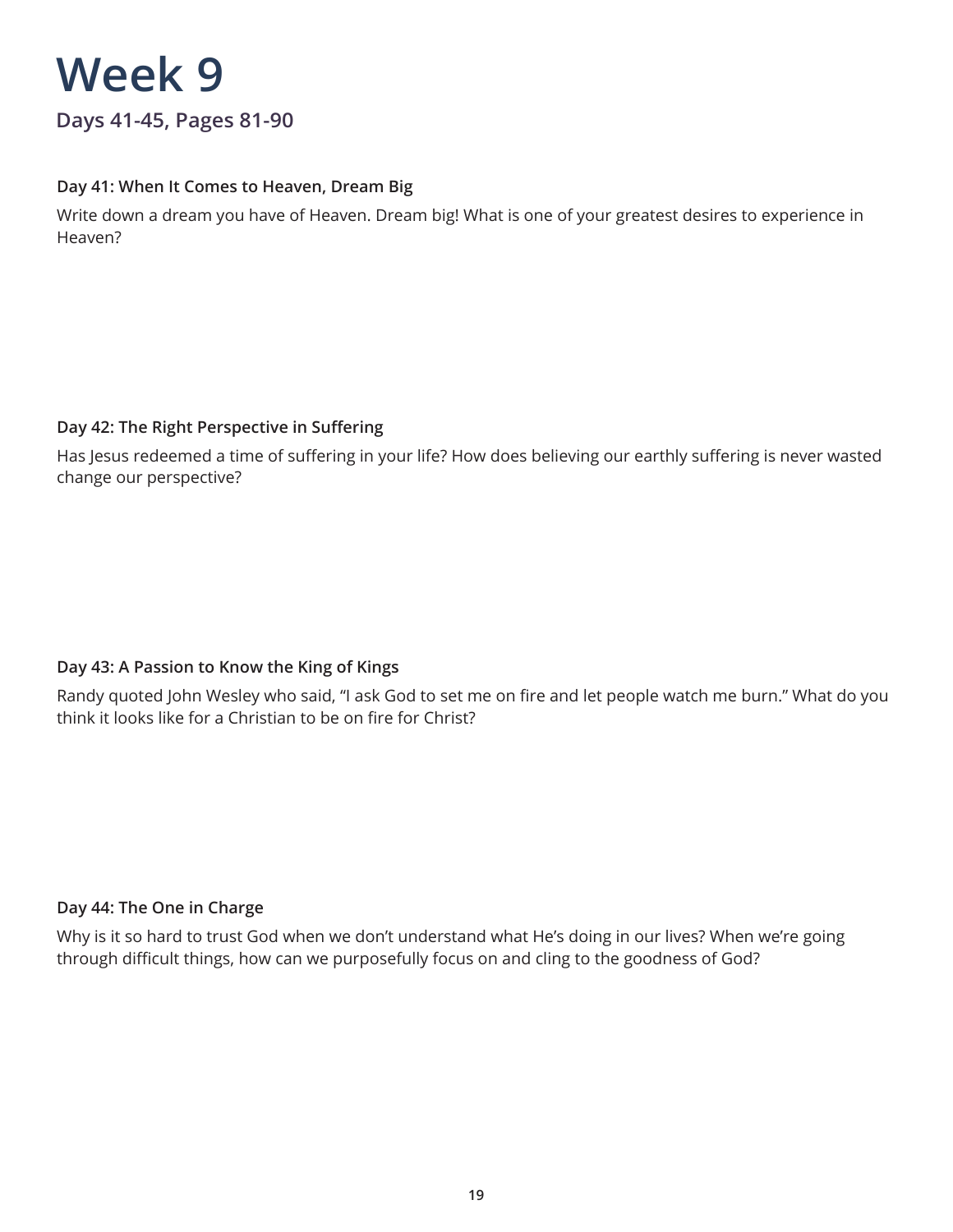# Week 9

## Days 41-45, Pages 81-90

### Day 41: When It Comes to Heaven, Dream Big

Write down a dream you have of Heaven. Dream big! What is one of your greatest desires to experience in Heaven?

### Day 42: The Right Perspective in Suffering

Has Jesus redeemed a time of suffering in your life? How does believing our earthly suffering is never wasted change our perspective?

### Day 43: A Passion to Know the King of Kings

Randy quoted John Wesley who said, "I ask God to set me on fire and let people watch me burn." What do you think it looks like for a Christian to be on fire for Christ?

### Day 44: The One in Charge

Why is it so hard to trust God when we don't understand what He's doing in our lives? When we're going through difficult things, how can we purposefully focus on and cling to the goodness of God?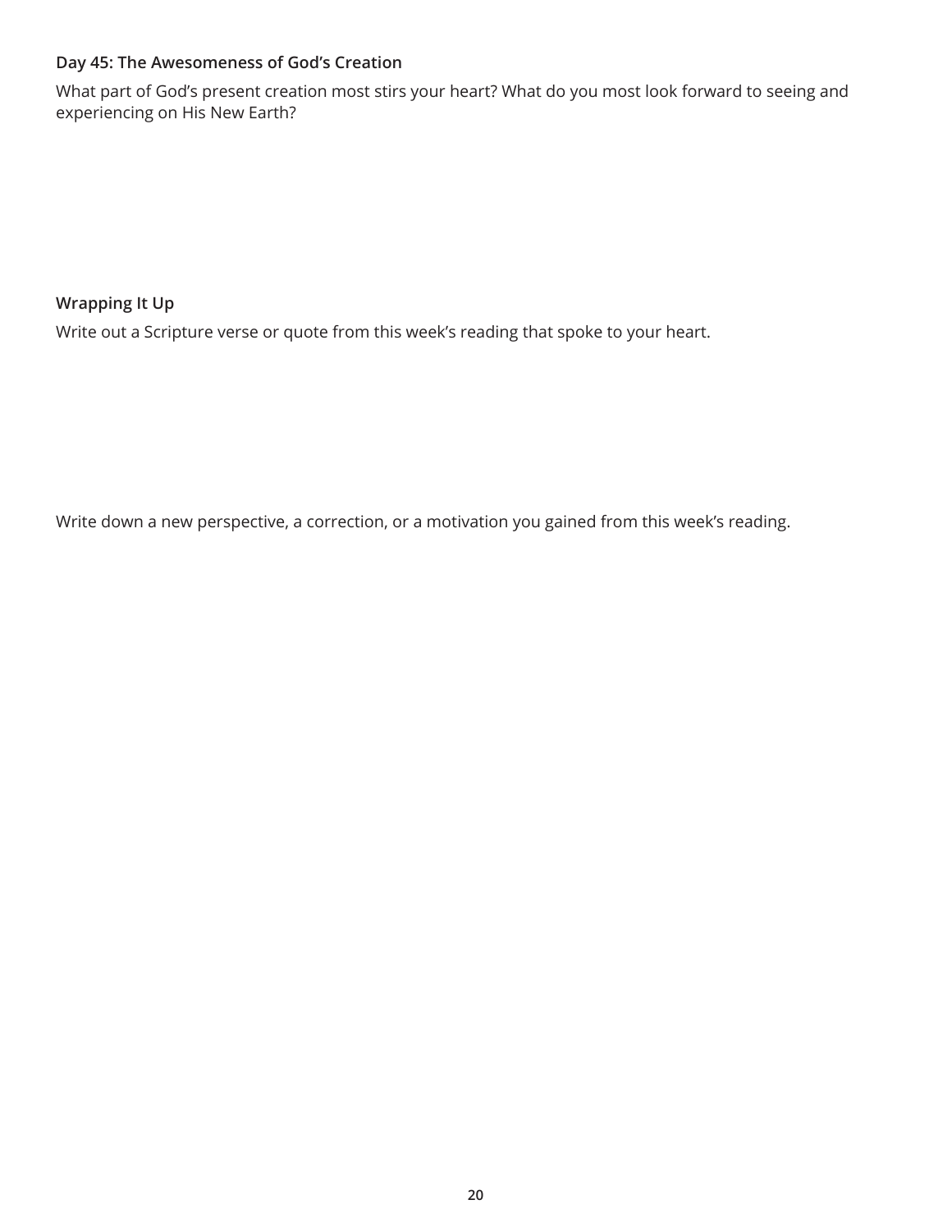### Day 45: The Awesomeness of God's Creation

What part of God's present creation most stirs your heart? What do you most look forward to seeing and experiencing on His New Earth?

### Wrapping It Up

Write out a Scripture verse or quote from this week's reading that spoke to your heart.

Write down a new perspective, a correction, or a motivation you gained from this week's reading.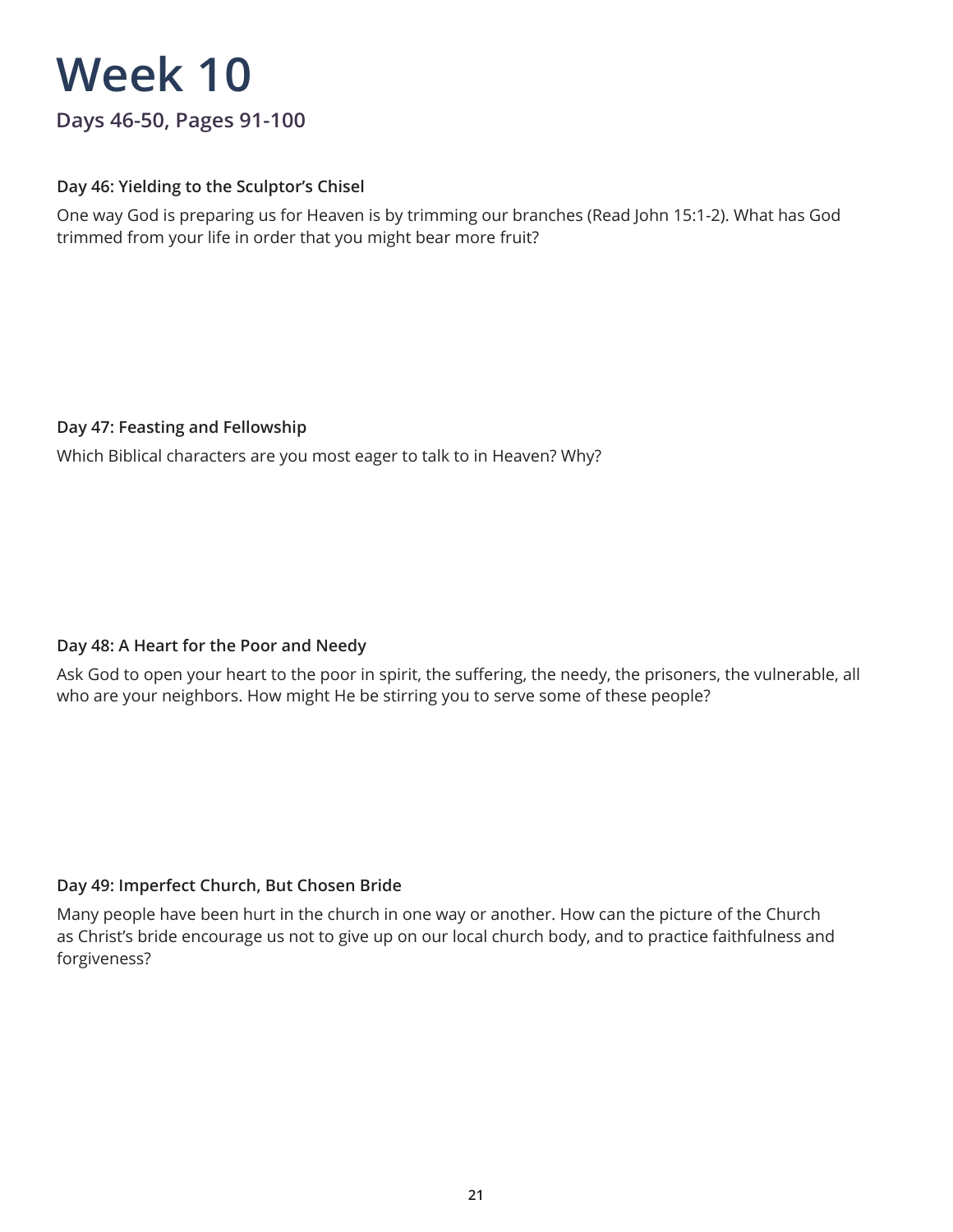# Week 10

## Days 46-50, Pages 91-100

**Day 46: Yielding to the Sculptor's Chisel**

One way God is preparing us for Heaven is by trimming our branches (Read John 15:1-2). What has God trimmed from your life in order that you might bear more fruit?

**Day 47: Feasting and Fellowship**

Which Biblical characters are you most eager to talk to in Heaven? Why?

**Day 48: A Heart for the Poor and Needy**

Ask God to open your heart to the poor in spirit, the suffering, the needy, the prisoners, the vulnerable, all who are your neighbors. How might He be stirring you to serve some of these people?

**Day 49: Imperfect Church, But Chosen Bride**

Many people have been hurt in the church in one way or another. How can the picture of the Church as Christ's bride encourage us not to give up on our local church body, and to practice faithfulness and forgiveness?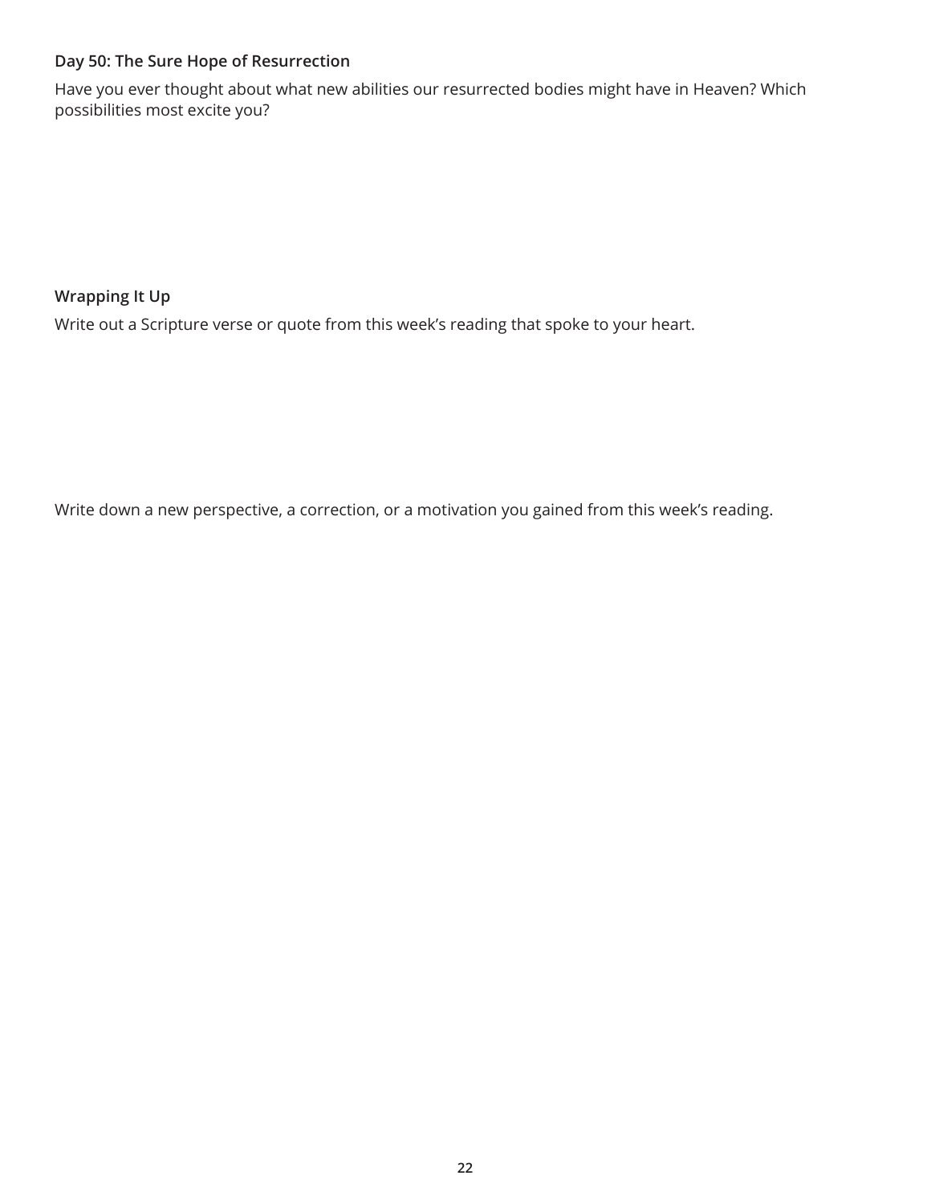### Day 50: The Sure Hope of Resurrection

Have you ever thought about what new abilities our resurrected bodies might have in Heaven? Which possibilities most excite you?

### Wrapping It Up

Write out a Scripture verse or quote from this week's reading that spoke to your heart.

Write down a new perspective, a correction, or a motivation you gained from this week's reading.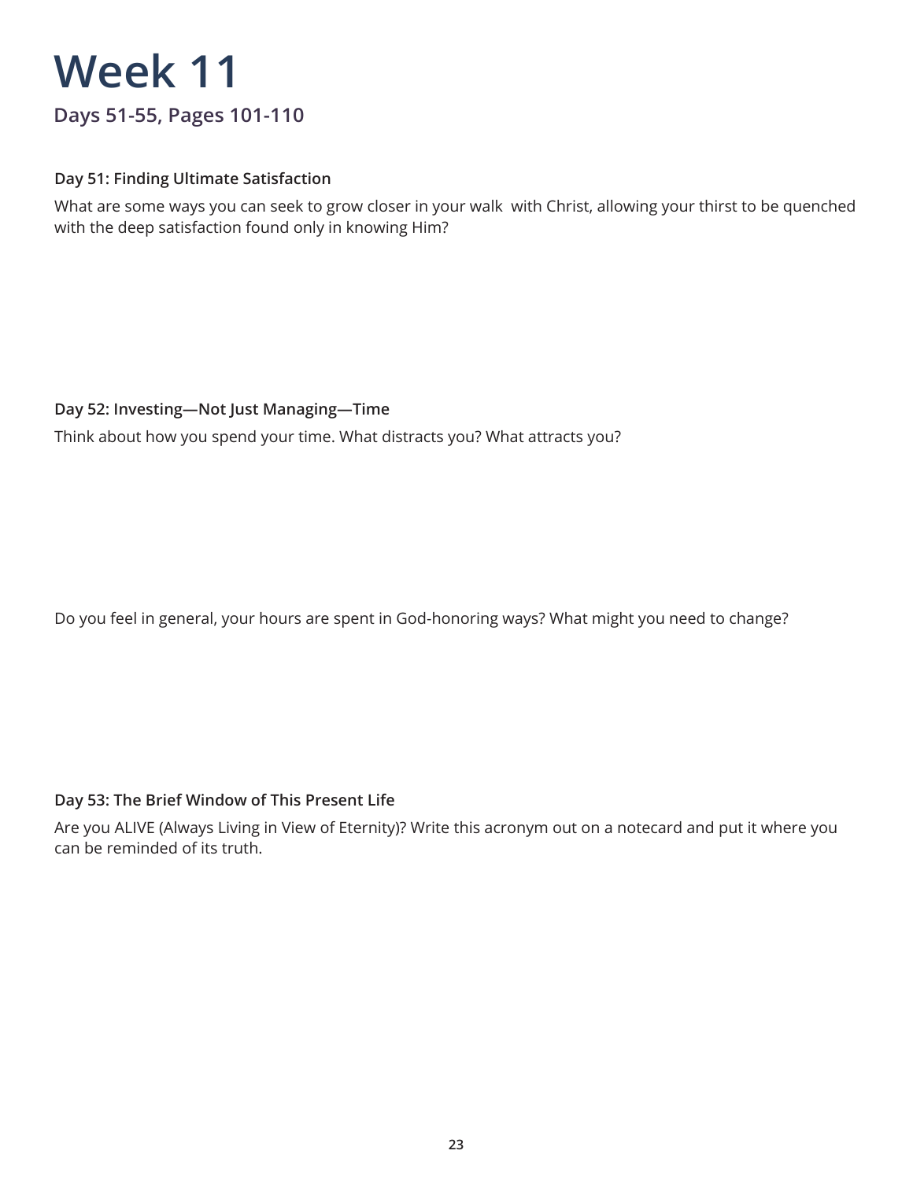# Week 11

## Days 51-55, Pages 101-110

**Day 51: Finding Ultimate Satisfaction**

What are some ways you can seek to grow closer in your walk  with Christ, allowing your thirst to be quenched with the deep satisfaction found only in knowing Him?

**Day 52: Investing—Not Just Managing—Time**

Think about how you spend your time. What distracts you? What attracts you?

Do you feel in general, your hours are spent in God-honoring ways? What might you need to change?

**Day 53: The Brief Window of This Present Life**

Are you ALIVE (Always Living in View of Eternity)? Write this acronym out on a notecard and put it where you can be reminded of its truth.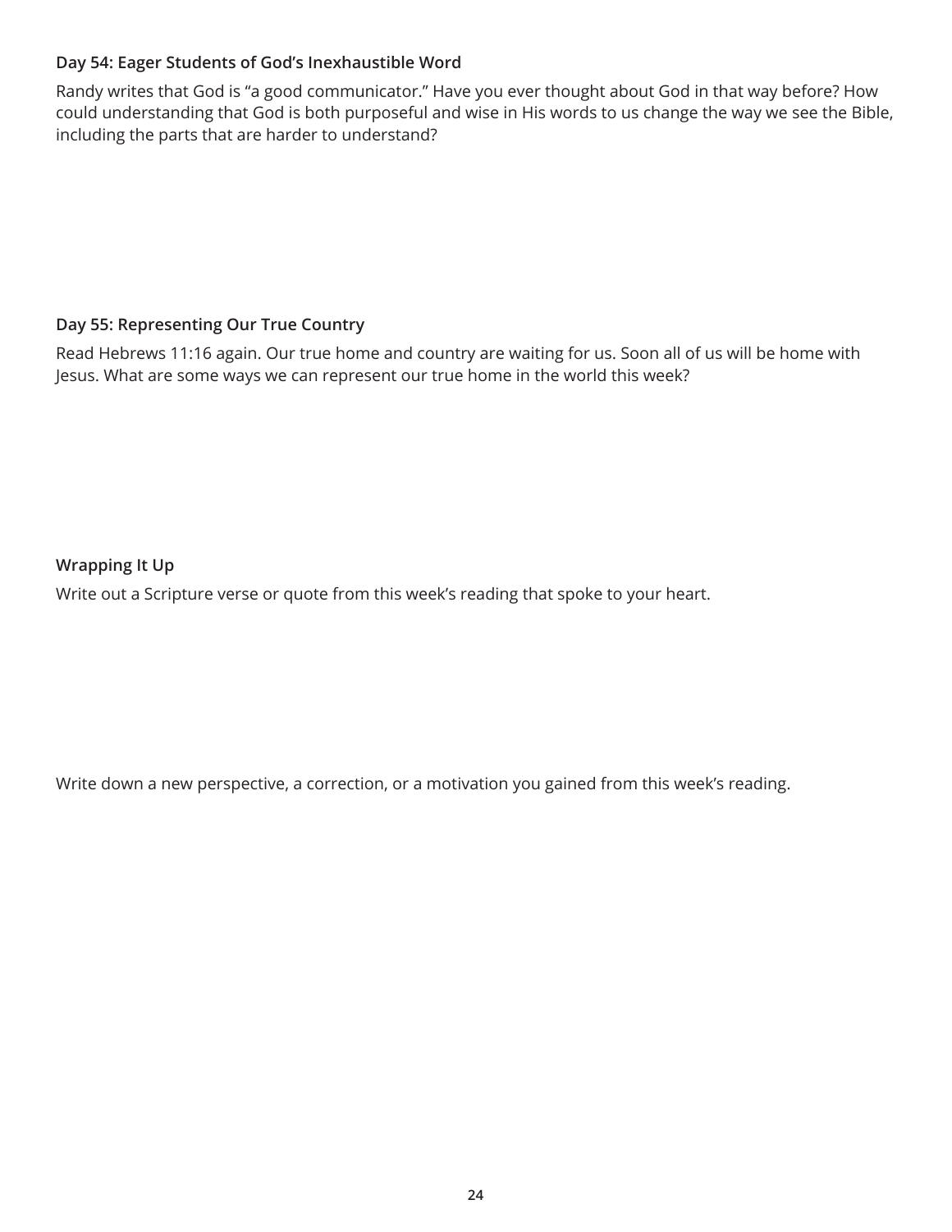### Day 54: Eager Students of God's Inexhaustible Word

Randy writes that God is "a good communicator." Have you ever thought about God in that way before? How could understanding that God is both purposeful and wise in His words to us change the way we see the Bible, including the parts that are harder to understand?

### Day 55: Representing Our True Country

Read Hebrews 11:16 again. Our true home and country are waiting for us. Soon all of us will be home with Jesus. What are some ways we can represent our true home in the world this week?

### Wrapping It Up

Write out a Scripture verse or quote from this week's reading that spoke to your heart.

Write down a new perspective, a correction, or a motivation you gained from this week's reading.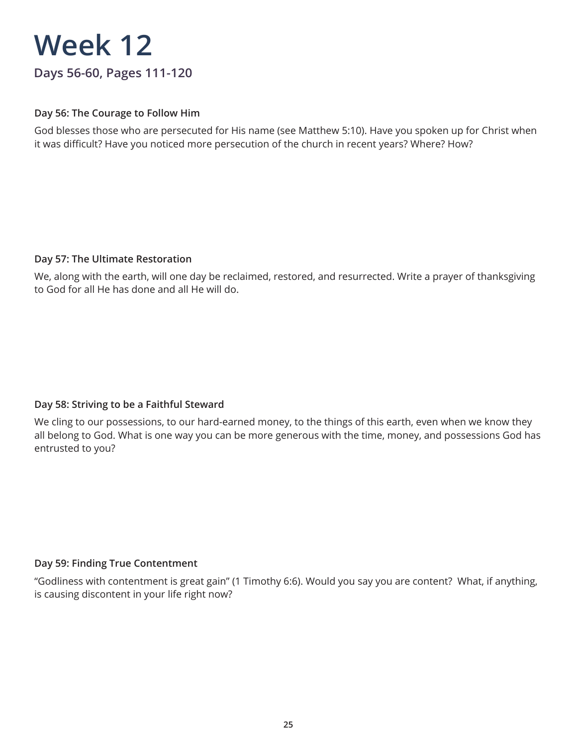# Week 12

## Days 56-60, Pages 111-120

**Day 56: The Courage to Follow Him**

God blesses those who are persecuted for His name (see Matthew 5:10). Have you spoken up for Christ when it was difficult? Have you noticed more persecution of the church in recent years? Where? How?

**Day 57: The Ultimate Restoration**

We, along with the earth, will one day be reclaimed, restored, and resurrected. Write a prayer of thanksgiving to God for all He has done and all He will do.

**Day 58: Striving to be a Faithful Steward**

We cling to our possessions, to our hard-earned money, to the things of this earth, even when we know they all belong to God. What is one way you can be more generous with the time, money, and possessions God has entrusted to you?

**Day 59: Finding True Contentment**

"Godliness with contentment is great gain" (1 Timothy 6:6). Would you say you are content? What, if anything, is causing discontent in your life right now?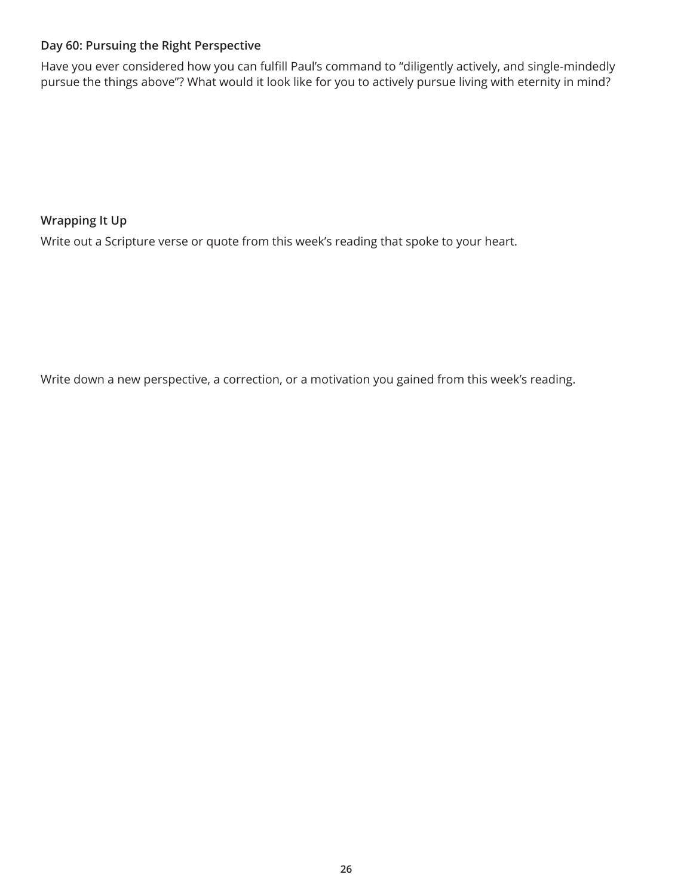### Day 60: Pursuing the Right Perspective

Have you ever considered how you can fulfill Paul's command to "diligently actively, and single-mindedly pursue the things above"? What would it look like for you to actively pursue living with eternity in mind?

### Wrapping It Up

Write out a Scripture verse or quote from this week's reading that spoke to your heart.

Write down a new perspective, a correction, or a motivation you gained from this week's reading.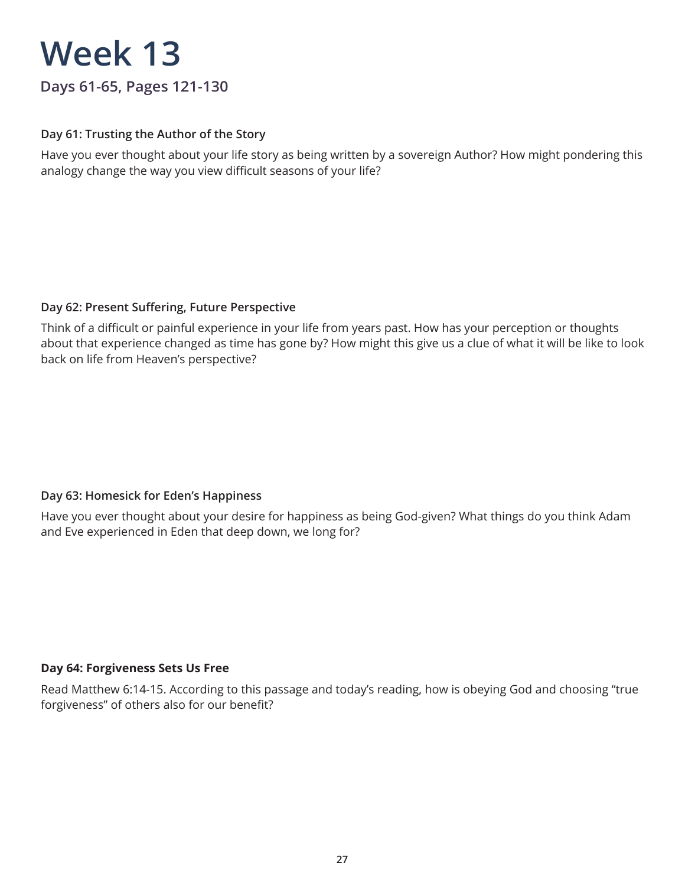# Week 13

## Days 61-65, Pages 121-130

### Day 61: Trusting the Author of the Story

Have you ever thought about your life story as being written by a sovereign Author? How might pondering this analogy change the way you view difficult seasons of your life?

### Day 62: Present Suffering, Future Perspective

Think of a difficult or painful experience in your life from years past. How has your perception or thoughts about that experience changed as time has gone by? How might this give us a clue of what it will be like to look back on life from Heaven's perspective?

### Day 63: Homesick for Eden's Happiness

Have you ever thought about your desire for happiness as being God-given? What things do you think Adam and Eve experienced in Eden that deep down, we long for?

### Day 64: Forgiveness Sets Us Free

Read Matthew 6:14-15. According to this passage and today's reading, how is obeying God and choosing "true forgiveness" of others also for our benefit?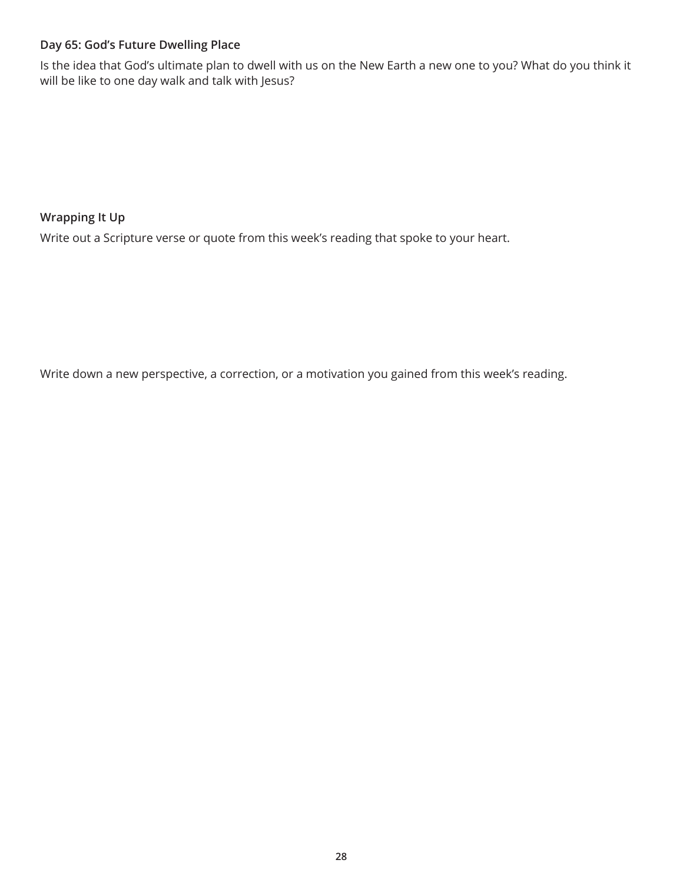### Day 65: God's Future Dwelling Place

Is the idea that God's ultimate plan to dwell with us on the New Earth a new one to you? What do you think it will be like to one day walk and talk with Jesus?

### Wrapping It Up

Write out a Scripture verse or quote from this week's reading that spoke to your heart.

Write down a new perspective, a correction, or a motivation you gained from this week's reading.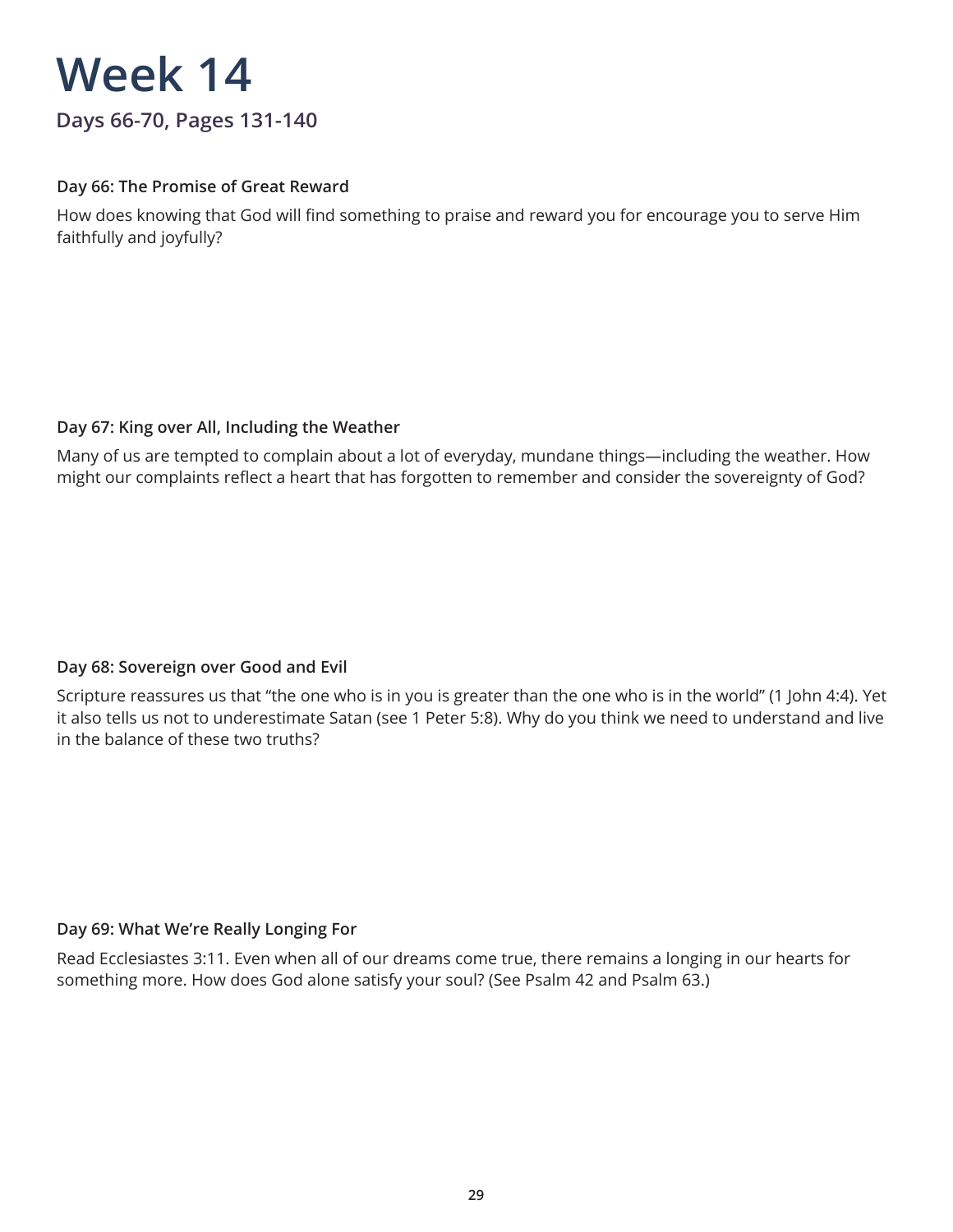# Week 14

## Days 66-70, Pages 131-140

**Day 66: The Promise of Great Reward**

How does knowing that God will find something to praise and reward you for encourage you to serve Him faithfully and joyfully?

**Day 67: King over All, Including the Weather**

Many of us are tempted to complain about a lot of everyday, mundane things—including the weather. How might our complaints reflect a heart that has forgotten to remember and consider the sovereignty of God?

**Day 68: Sovereign over Good and Evil**

Scripture reassures us that "the one who is in you is greater than the one who is in the world" (1 John 4:4). Yet it also tells us not to underestimate Satan (see 1 Peter 5:8). Why do you think we need to understand and live in the balance of these two truths?

**Day 69: What We're Really Longing For**

Read Ecclesiastes 3:11. Even when all of our dreams come true, there remains a longing in our hearts for something more. How does God alone satisfy your soul? (See Psalm 42 and Psalm 63.)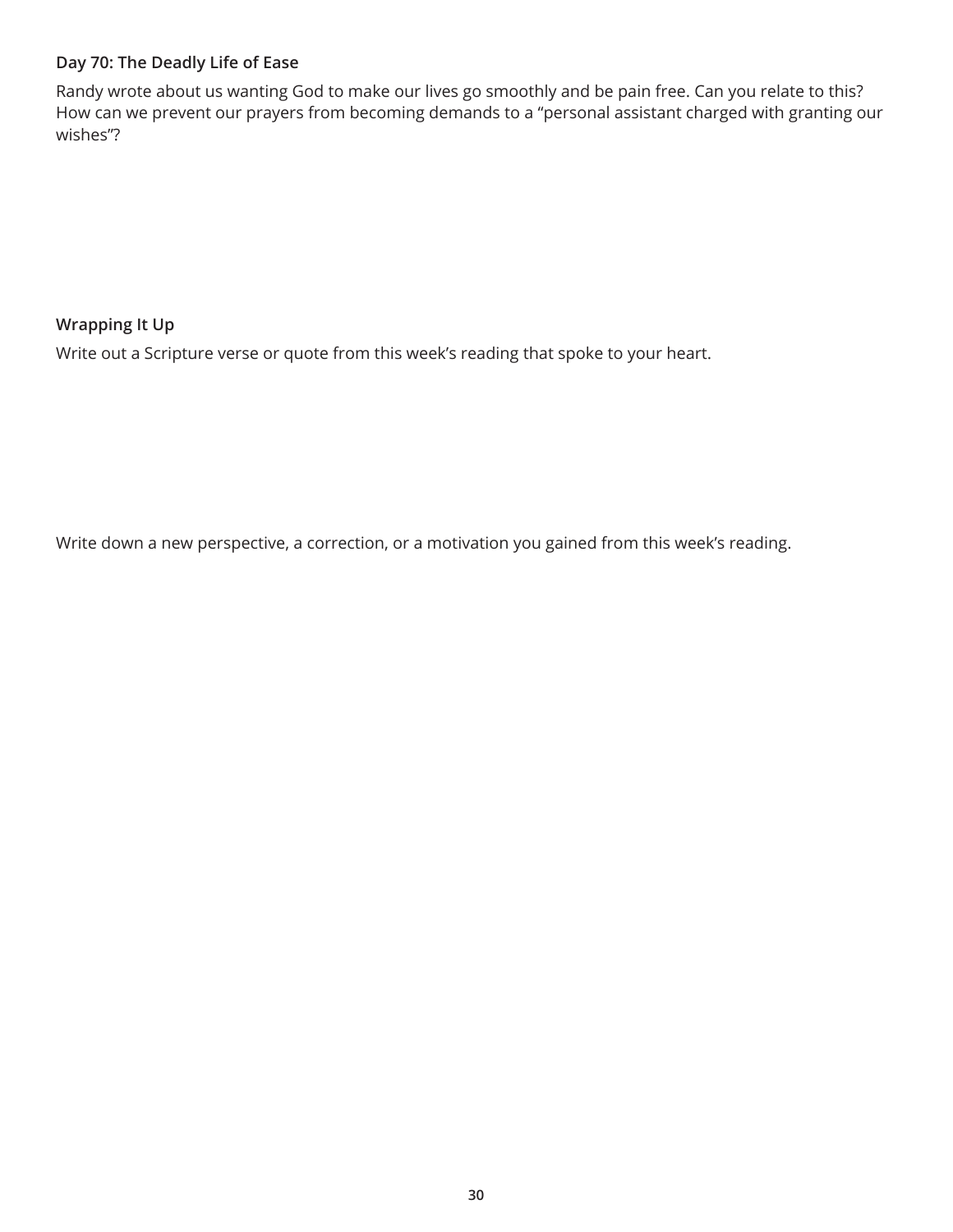**Day 70: The Deadly Life of Ease**

Randy wrote about us wanting God to make our lives go smoothly and be pain free. Can you relate to this? How can we prevent our prayers from becoming demands to a "personal assistant charged with granting our wishes"?

**Wrapping It Up**

Write out a Scripture verse or quote from this week's reading that spoke to your heart.

Write down a new perspective, a correction, or a motivation you gained from this week's reading.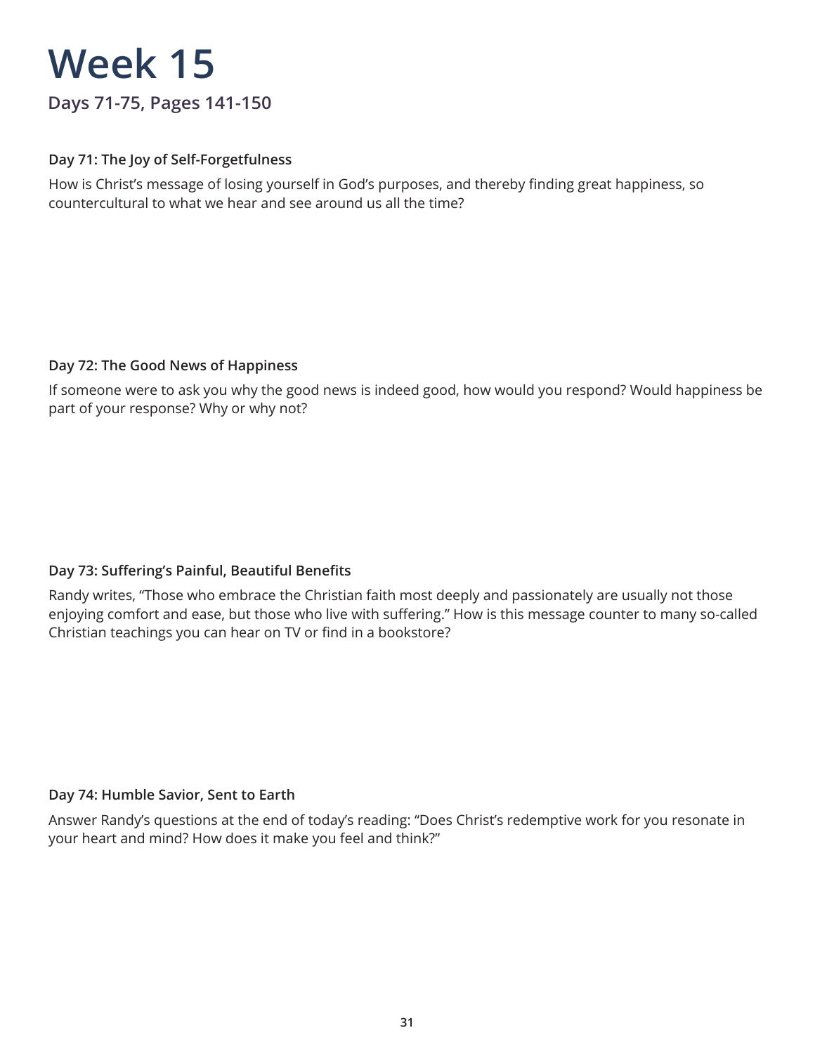# Week 15

## Days 71-75, Pages 141-150

**Day 71: The Joy of Self-Forgetfulness**

How is Christ's message of losing yourself in God's purposes, and thereby finding great happiness, so countercultural to what we hear and see around us all the time?

**Day 72: The Good News of Happiness**

If someone were to ask you why the good news is indeed good, how would you respond? Would happiness be part of your response? Why or why not?

**Day 73: Suffering's Painful, Beautiful Benefits**

Randy writes, "Those who embrace the Christian faith most deeply and passionately are usually not those enjoying comfort and ease, but those who live with suffering." How is this message counter to many so-called Christian teachings you can hear on TV or find in a bookstore?

**Day 74: Humble Savior, Sent to Earth**

Answer Randy's questions at the end of today's reading: "Does Christ's redemptive work for you resonate in your heart and mind? How does it make you feel and think?"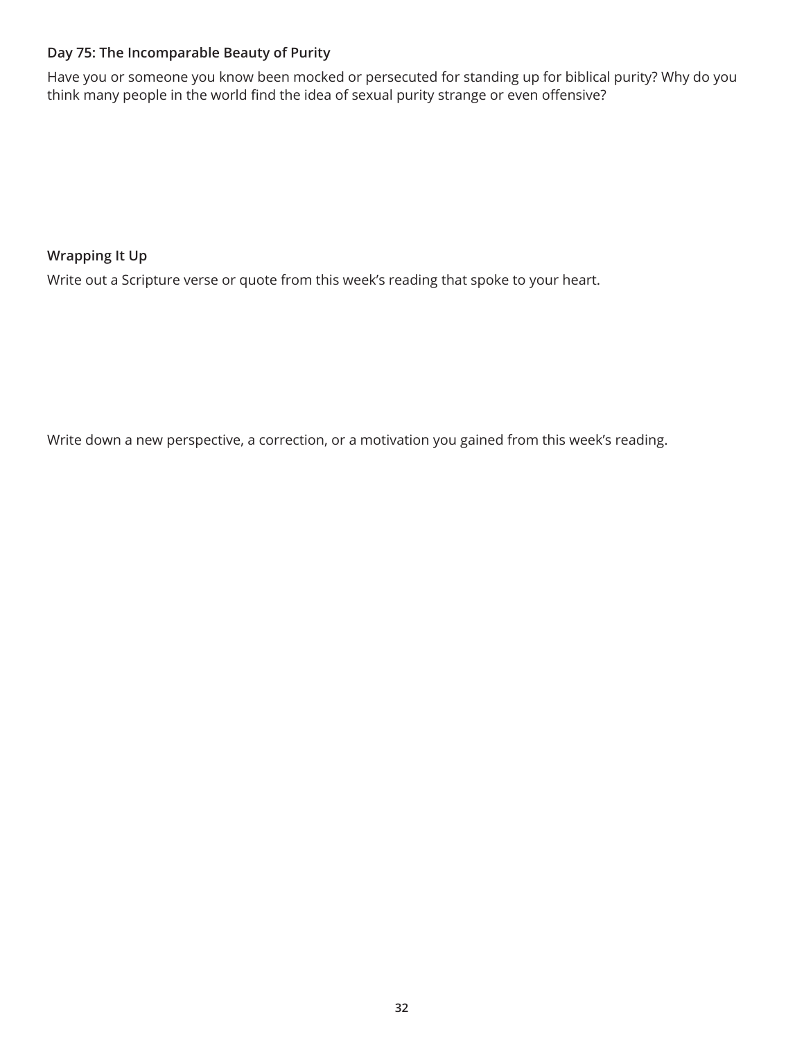### Day 75: The Incomparable Beauty of Purity

Have you or someone you know been mocked or persecuted for standing up for biblical purity? Why do you think many people in the world find the idea of sexual purity strange or even offensive?

### Wrapping It Up

Write out a Scripture verse or quote from this week's reading that spoke to your heart.

Write down a new perspective, a correction, or a motivation you gained from this week's reading.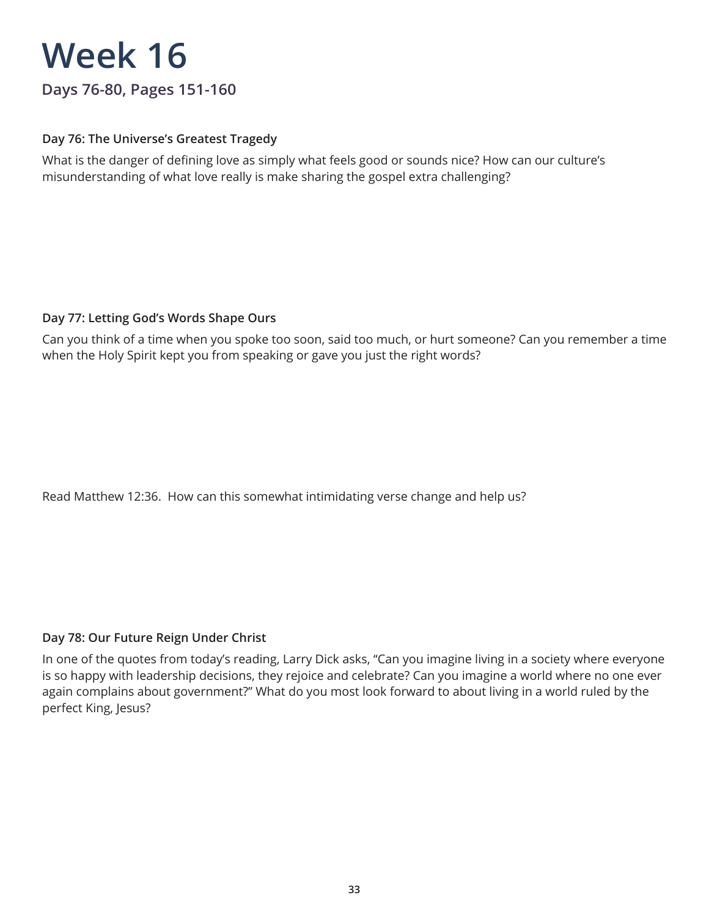# Week 16

## Days 76-80, Pages 151-160

**Day 76: The Universe's Greatest Tragedy**

What is the danger of defining love as simply what feels good or sounds nice? How can our culture's misunderstanding of what love really is make sharing the gospel extra challenging?

**Day 77: Letting God's Words Shape Ours**

Can you think of a time when you spoke too soon, said too much, or hurt someone? Can you remember a time when the Holy Spirit kept you from speaking or gave you just the right words?

Read Matthew 12:36. How can this somewhat intimidating verse change and help us?

**Day 78: Our Future Reign Under Christ**

In one of the quotes from today's reading, Larry Dick asks, "Can you imagine living in a society where everyone is so happy with leadership decisions, they rejoice and celebrate? Can you imagine a world where no one ever again complains about government?" What do you most look forward to about living in a world ruled by the perfect King, Jesus?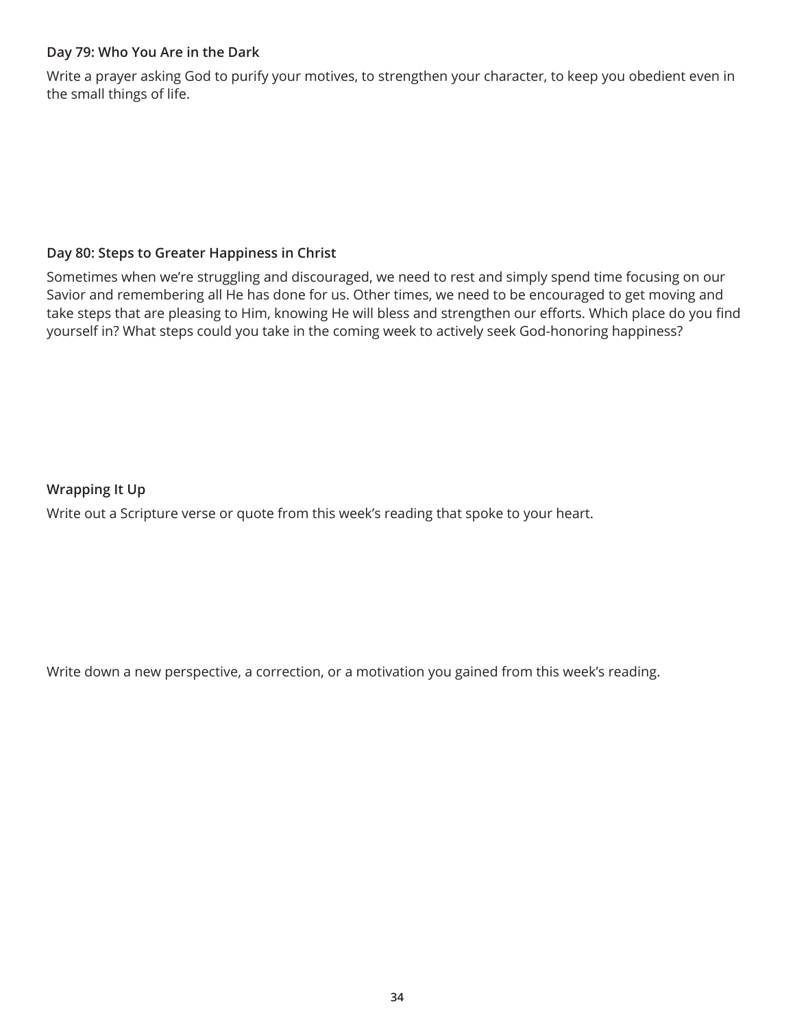**Day 79: Who You Are in the Dark**

Write a prayer asking God to purify your motives, to strengthen your character, to keep you obedient even in the small things of life.

**Day 80: Steps to Greater Happiness in Christ**

Sometimes when we're struggling and discouraged, we need to rest and simply spend time focusing on our Savior and remembering all He has done for us. Other times, we need to be encouraged to get moving and take steps that are pleasing to Him, knowing He will bless and strengthen our efforts. Which place do you find yourself in? What steps could you take in the coming week to actively seek God-honoring happiness?

**Wrapping It Up**

Write out a Scripture verse or quote from this week's reading that spoke to your heart.

Write down a new perspective, a correction, or a motivation you gained from this week's reading.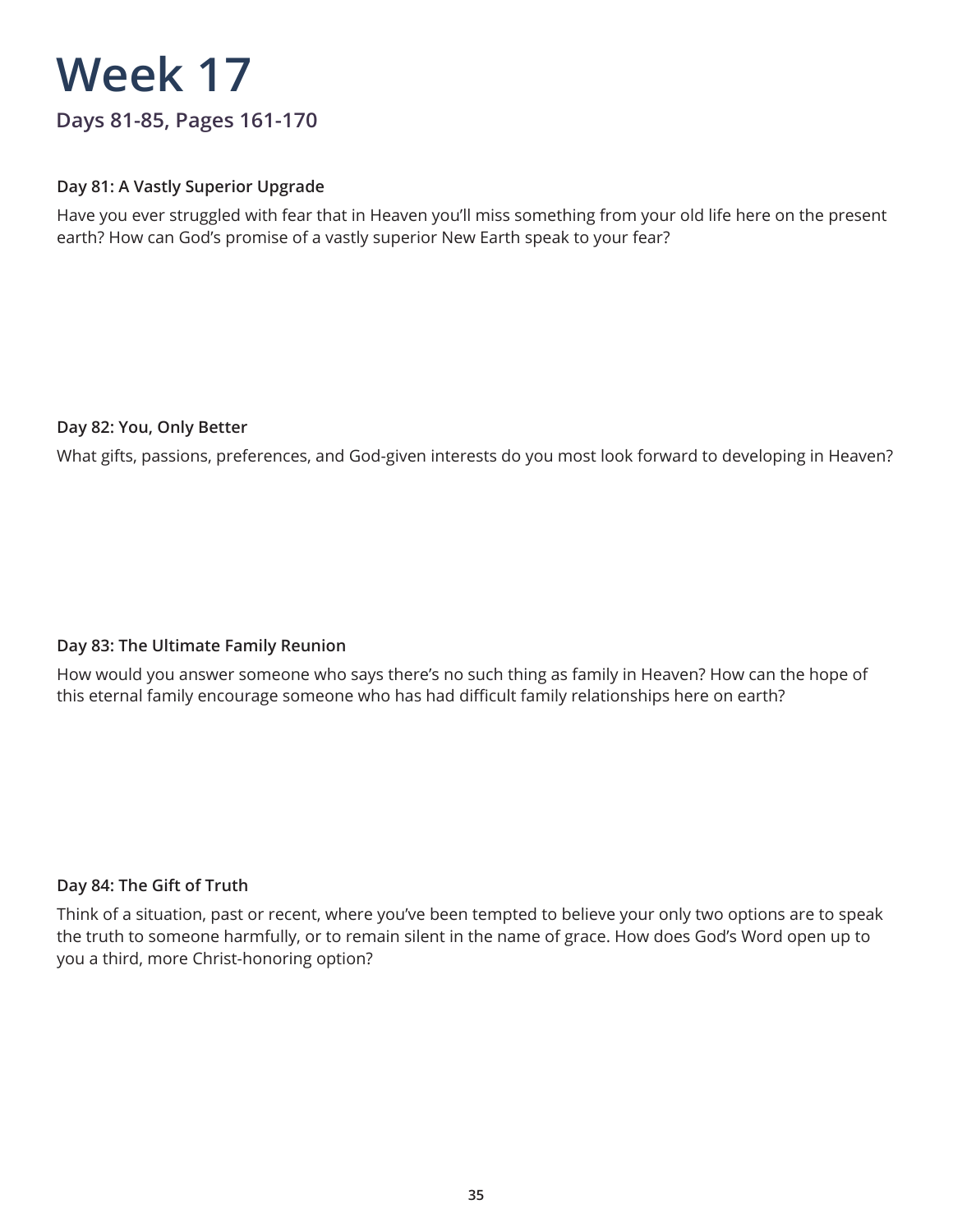# Week 17

## Days 81-85, Pages 161-170

### Day 81: A Vastly Superior Upgrade

Have you ever struggled with fear that in Heaven you'll miss something from your old life here on the present earth? How can God's promise of a vastly superior New Earth speak to your fear?

### Day 82: You, Only Better

What gifts, passions, preferences, and God-given interests do you most look forward to developing in Heaven?

### Day 83: The Ultimate Family Reunion

How would you answer someone who says there's no such thing as family in Heaven? How can the hope of this eternal family encourage someone who has had difficult family relationships here on earth?

### Day 84: The Gift of Truth

Think of a situation, past or recent, where you've been tempted to believe your only two options are to speak the truth to someone harmfully, or to remain silent in the name of grace. How does God's Word open up to you a third, more Christ-honoring option?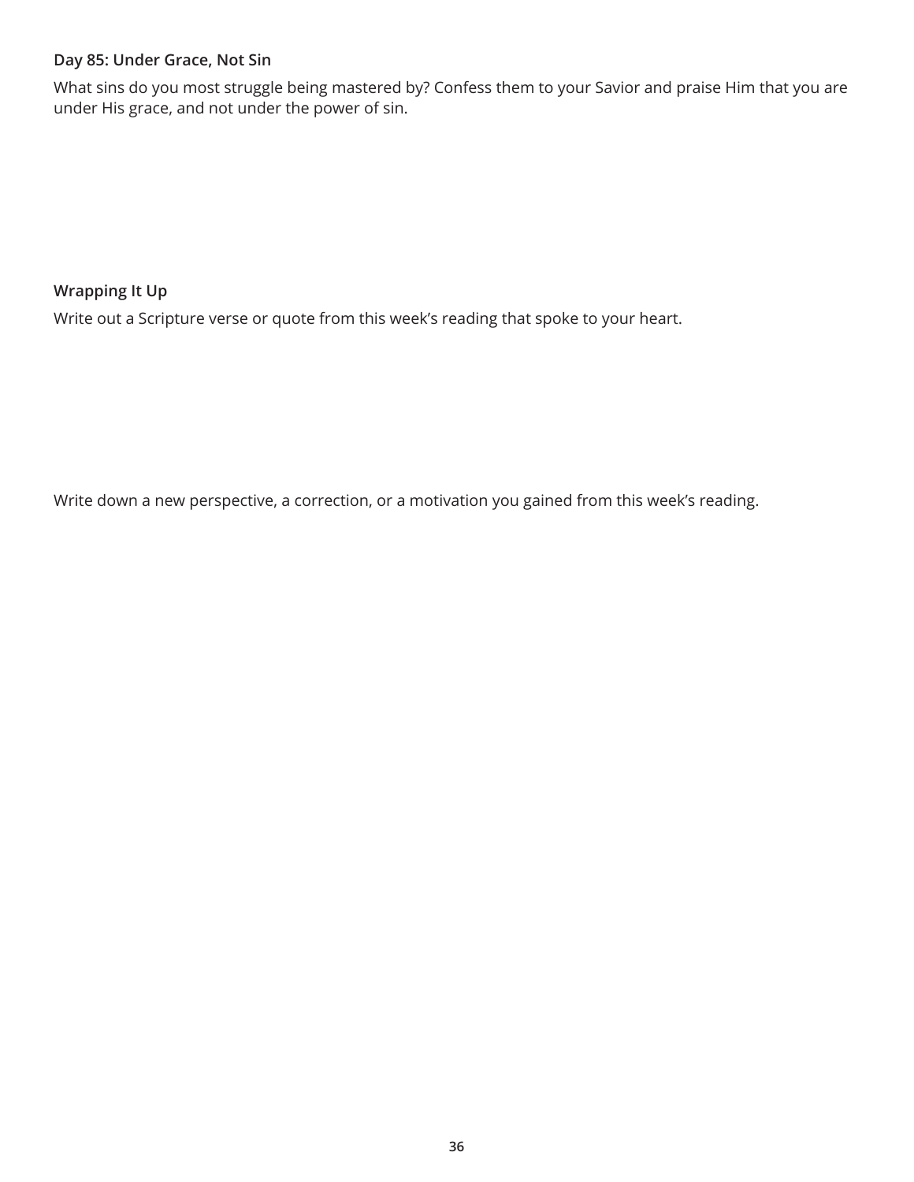### Day 85: Under Grace, Not Sin

What sins do you most struggle being mastered by? Confess them to your Savior and praise Him that you are under His grace, and not under the power of sin.

### Wrapping It Up

Write out a Scripture verse or quote from this week's reading that spoke to your heart.

Write down a new perspective, a correction, or a motivation you gained from this week's reading.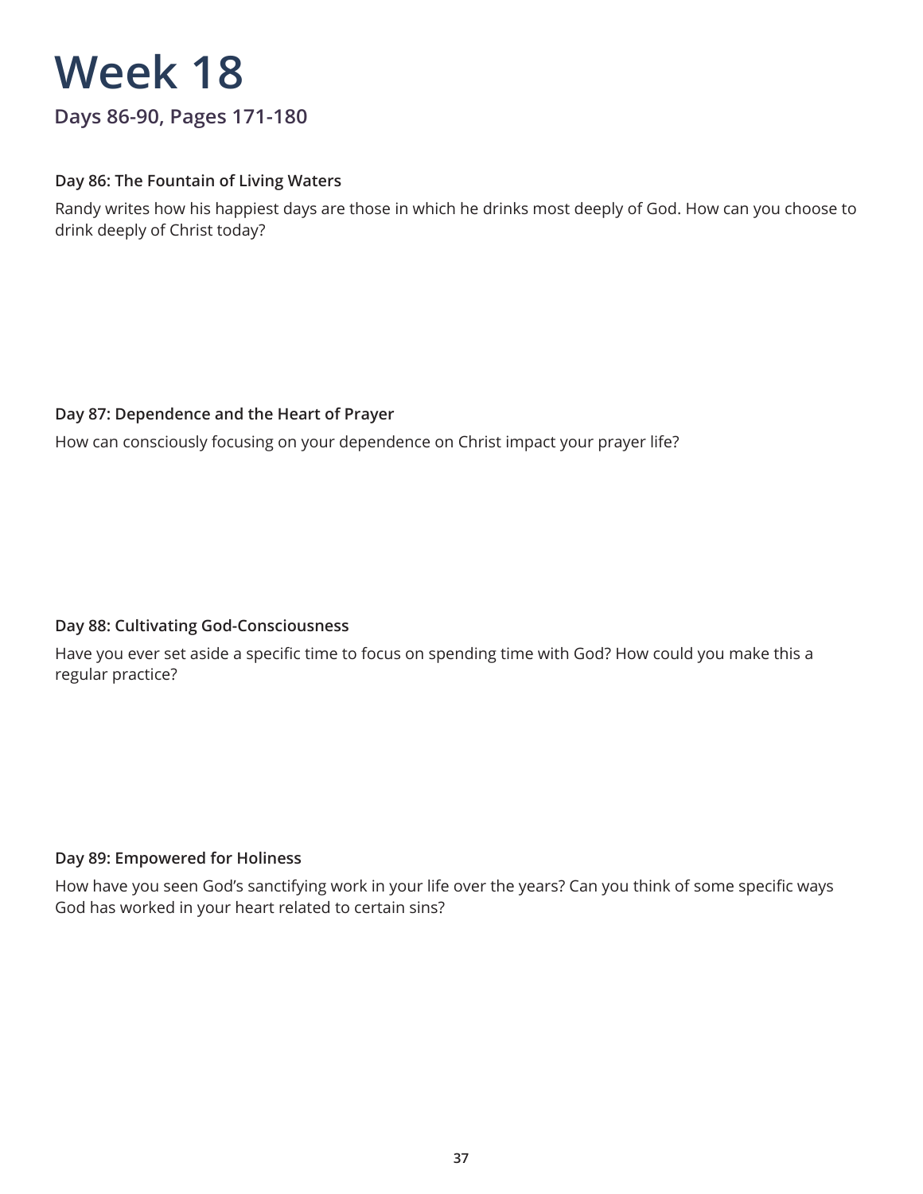# Week 18

## Days 86-90, Pages 171-180

**Day 86: The Fountain of Living Waters**

Randy writes how his happiest days are those in which he drinks most deeply of God. How can you choose to drink deeply of Christ today?

**Day 87: Dependence and the Heart of Prayer**

How can consciously focusing on your dependence on Christ impact your prayer life?

**Day 88: Cultivating God-Consciousness**

Have you ever set aside a specific time to focus on spending time with God? How could you make this a regular practice?

**Day 89: Empowered for Holiness**

How have you seen God's sanctifying work in your life over the years? Can you think of some specific ways God has worked in your heart related to certain sins?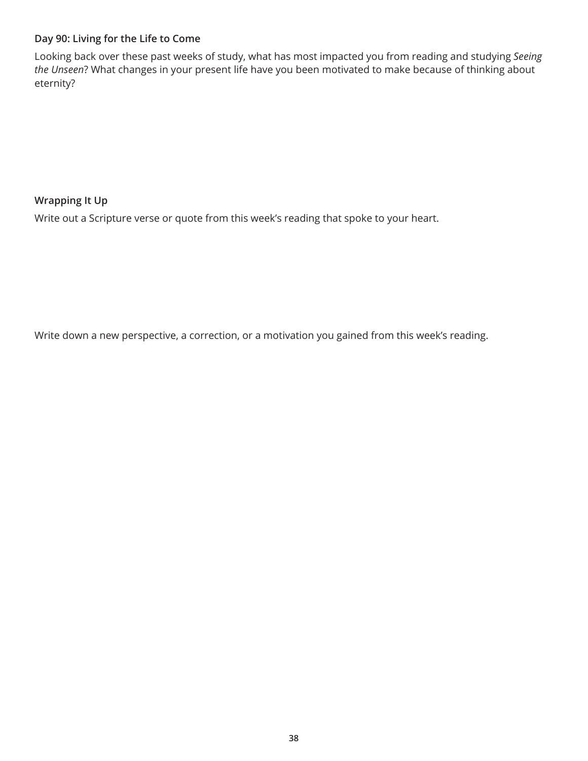**Day 90: Living for the Life to Come**

Looking back over these past weeks of study, what has most impacted you from reading and studying *Seeing the Unseen*? What changes in your present life have you been motivated to make because of thinking about eternity?

**Wrapping It Up**

Write out a Scripture verse or quote from this week's reading that spoke to your heart.

Write down a new perspective, a correction, or a motivation you gained from this week's reading.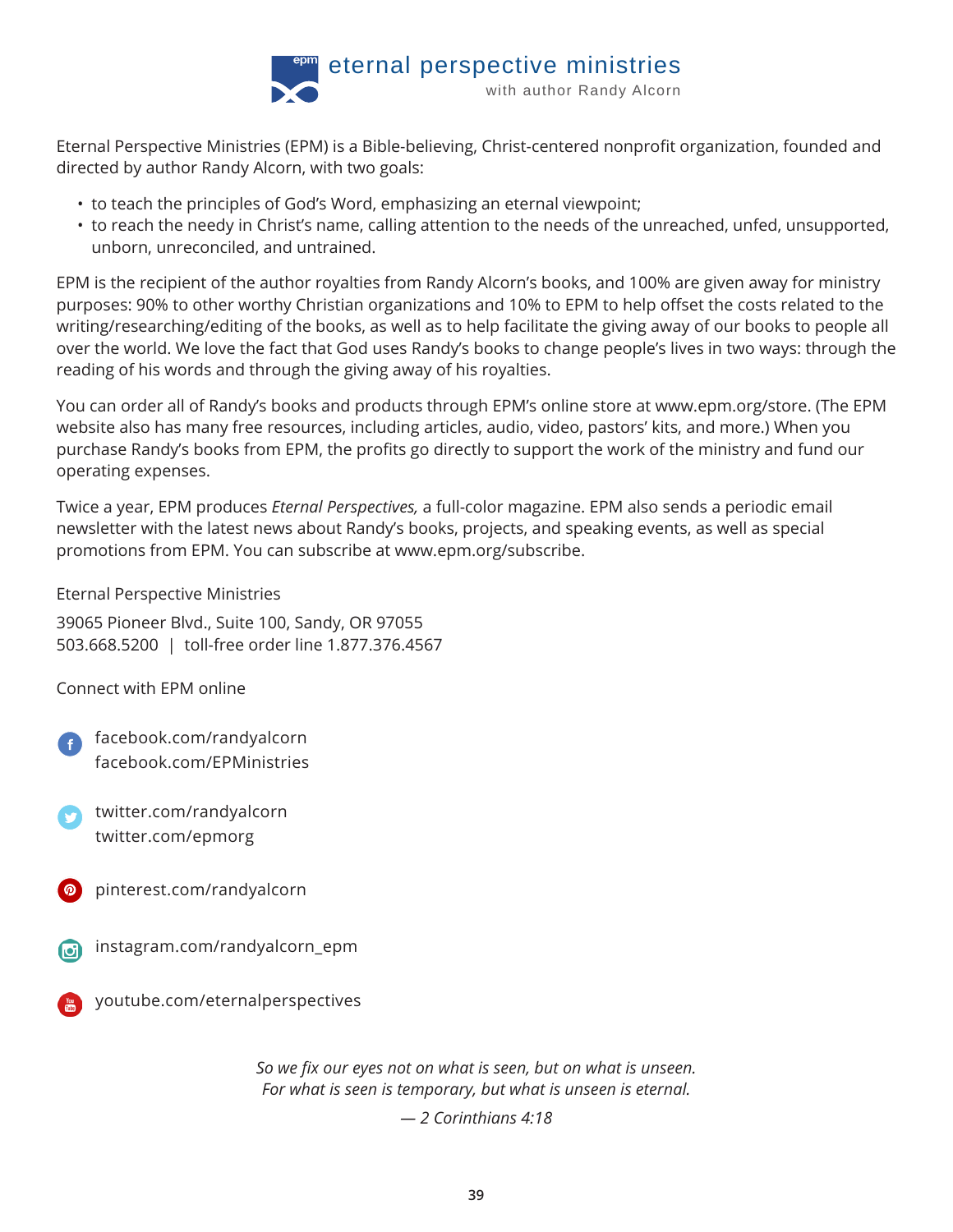# eternal perspective ministries

with author Randy Alcorn

Eternal Perspective Ministries (EPM) is a Bible-believing, Christ-centered nonprofit organization, founded and directed by author Randy Alcorn, with two goals:

- to teach the principles of God's Word, emphasizing an eternal viewpoint;
- to reach the needy in Christ's name, calling attention to the needs of the unreached, unfed, unsupported, unborn, unreconciled, and untrained.

EPM is the recipient of the author royalties from Randy Alcorn's books, and 100% are given away for ministry purposes: 90% to other worthy Christian organizations and 10% to EPM to help offset the costs related to the writing/researching/editing of the books, as well as to help facilitate the giving away of our books to people all over the world. We love the fact that God uses Randy's books to change people's lives in two ways: through the reading of his words and through the giving away of his royalties.

You can order all of Randy's books and products through EPM's online store at www.epm.org/store. (The EPM website also has many free resources, including articles, audio, video, pastors' kits, and more.) When you purchase Randy's books from EPM, the profits go directly to support the work of the ministry and fund our operating expenses.

Twice a year, EPM produces *Eternal Perspectives,* a full-color magazine. EPM also sends a periodic email newsletter with the latest news about Randy's books, projects, and speaking events, as well as special promotions from EPM. You can subscribe at www.epm.org/subscribe.

Eternal Perspective Ministries

39065 Pioneer Blvd., Suite 100, Sandy, OR 97055
503.668.5200 | toll-free order line 1.877.376.4567

Connect with EPM online

facebook.com/randyalcorn
facebook.com/EPMinistries

twitter.com/randyalcorn
twitter.com/epmorg

pinterest.com/randyalcorn

instagram.com/randyalcorn_epm

youtube.com/eternalperspectives

*So we fix our eyes not on what is seen, but on what is unseen.*
*For what is seen is temporary, but what is unseen is eternal.*

*— 2 Corinthians 4:18*